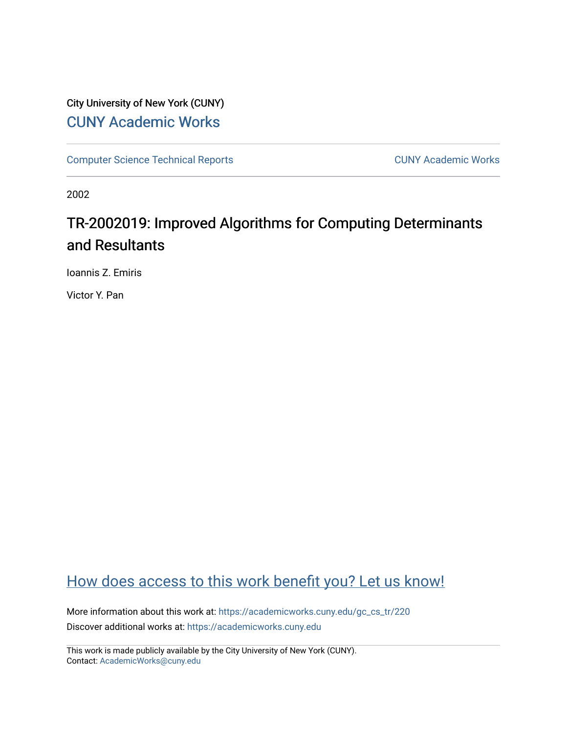City University of New York (CUNY)

CUNY Academic Works

Computer Science Technical Reports

CUNY Academic Works

2002

# TR-2002019: Improved Algorithms for Computing Determinants and Resultants

Ioannis Z. Emiris

Victor Y. Pan

How does access to this work benefit you? Let us know!

More information about this work at: https://academicworks.cuny.edu/gc_cs_tr/220

Discover additional works at: https://academicworks.cuny.edu

This work is made publicly available by the City University of New York (CUNY).
Contact: AcademicWorks@cuny.edu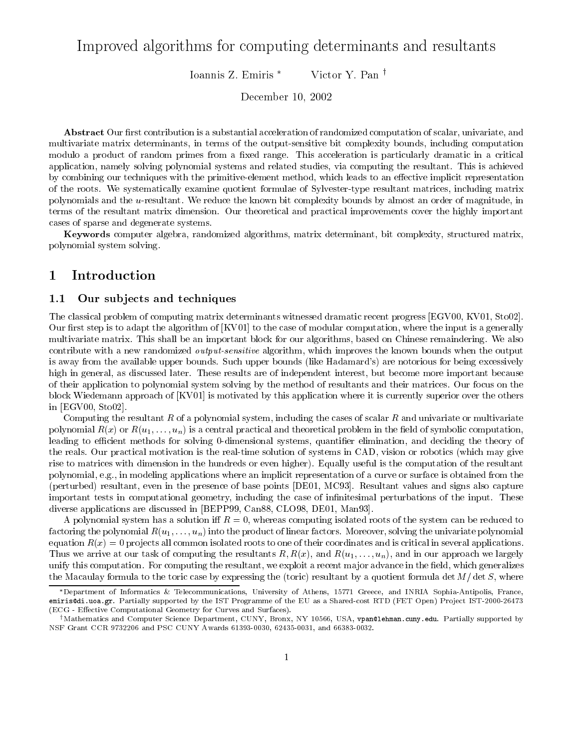# Improved algorithms for computing determinants and resultants

Ioannis Z. Emiris [*] Victor Y. Pan [†]

December 10, 2002

**Abstract** Our first contribution is a substantial acceleration of randomized computation of scalar, univariate, and multivariate matrix determinants, in terms of the output-sensitive bit complexity bounds, including computation modulo a product of random primes from a fixed range. This acceleration is particularly dramatic in a critical application, namely solving polynomial systems and related studies, via computing the resultant. This is achieved by combining our techniques with the primitive-element method, which leads to an effective implicit representation of the roots. We systematically examine quotient formulae of Sylvester-type resultant matrices, including matrix polynomials and the $u$-resultant. We reduce the known bit complexity bounds by almost an order of magnitude, in terms of the resultant matrix dimension. Our theoretical and practical improvements cover the highly important cases of sparse and degenerate systems.

**Keywords** computer algebra, randomized algorithms, matrix determinant, bit complexity, structured matrix, polynomial system solving.

## 1 Introduction

### 1.1 Our subjects and techniques

The classical problem of computing matrix determinants witnessed dramatic recent progress [EGV00, KV01, Sto02]. Our first step is to adapt the algorithm of [KV01] to the case of modular computation, where the input is a generally multivariate matrix. This shall be an important block for our algorithms, based on Chinese remaindering. We also contribute with a new randomized *output-sensitive* algorithm, which improves the known bounds when the output is away from the available upper bounds. Such upper bounds (like Hadamard's) are notorious for being excessively high in general, as discussed later. These results are of independent interest, but become more important because of their application to polynomial system solving by the method of resultants and their matrices. Our focus on the block Wiedemann approach of [KV01] is motivated by this application where it is currently superior over the others in [EGV00, Sto02].

Computing the resultant $R$ of a polynomial system, including the cases of scalar $R$ and univariate or multivariate polynomial $R(x)$ or $R(u_1, \ldots, u_n)$ is a central practical and theoretical problem in the field of symbolic computation, leading to efficient methods for solving 0-dimensional systems, quantifier elimination, and deciding the theory of the reals. Our practical motivation is the real-time solution of systems in CAD, vision or robotics (which may give rise to matrices with dimension in the hundreds or even higher). Equally useful is the computation of the resultant polynomial, e.g., in modeling applications where an implicit representation of a curve or surface is obtained from the (perturbed) resultant, even in the presence of base points [DE01, MC93]. Resultant values and signs also capture important tests in computational geometry, including the case of infinitesimal perturbations of the input. These diverse applications are discussed in [BEPP99, Can88, CLO98, DE01, Man93].

A polynomial system has a solution iff $R = 0$, whereas computing isolated roots of the system can be reduced to factoring the polynomial $R(u_1, \ldots, u_n)$ into the product of linear factors. Moreover, solving the univariate polynomial equation $R(x) = 0$ projects all common isolated roots to one of their coordinates and is critical in several applications. Thus we arrive at our task of computing the resultants $R$, $R(x)$, and $R(u_1, \ldots, u_n)$, and in our approach we largely unify this computation. For computing the resultant, we exploit a recent major advance in the field, which generalizes the Macaulay formula to the toric case by expressing the (toric) resultant by a quotient formula $\det M / \det S$, where

[*] Department of Informatics & Telecommunications, University of Athens, 15771 Greece, and INRIA Sophia-Antipolis, France, emiris@di.uoa.gr. Partially supported by the IST Programme of the EU as a Shared-cost RTD (FET Open) Project IST-2000-26473 (ECG - Effective Computational Geometry for Curves and Surfaces).

[†] Mathematics and Computer Science Department, CUNY, Bronx, NY 10566, USA, vpan@lehman.cuny.edu. Partially supported by NSF Grant CCR 9732206 and PSC CUNY Awards 61393-0030, 62435-0031, and 66383-0032.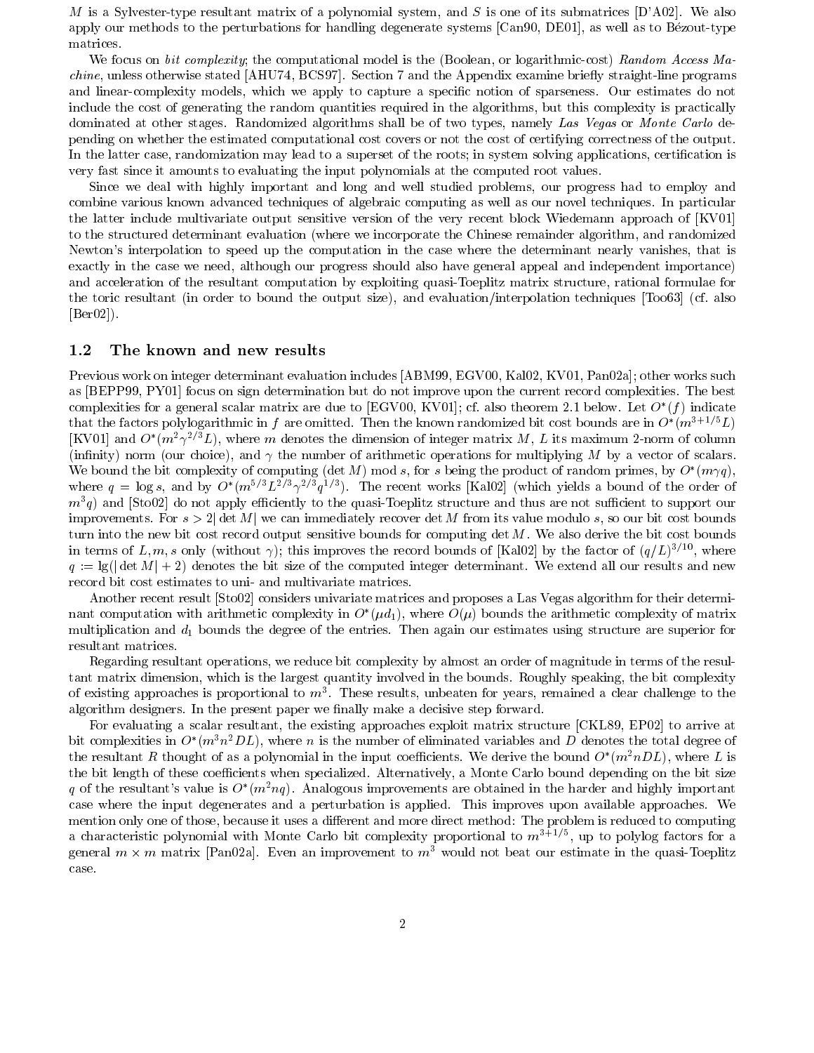$M$ is a Sylvester-type resultant matrix of a polynomial system, and $S$ is one of its submatrices [D'A02]. We also apply our methods to the perturbations for handling degenerate systems [Can90, DE01], as well as to Bézout-type matrices.

We focus on *bit complexity*; the computational model is the (Boolean, or logarithmic-cost) *Random Access Machine*, unless otherwise stated [AHU74, BCS97]. Section 7 and the Appendix examine briefly straight-line programs and linear-complexity models, which we apply to capture a specific notion of sparseness. Our estimates do not include the cost of generating the random quantities required in the algorithms, but this complexity is practically dominated at other stages. Randomized algorithms shall be of two types, namely *Las Vegas* or *Monte Carlo* depending on whether the estimated computational cost covers or not the cost of certifying correctness of the output. In the latter case, randomization may lead to a superset of the roots; in system solving applications, certification is very fast since it amounts to evaluating the input polynomials at the computed root values.

Since we deal with highly important and long and well studied problems, our progress had to employ and combine various known advanced techniques of algebraic computing as well as our novel techniques. In particular the latter include multivariate output sensitive version of the very recent block Wiedemann approach of [KV01] to the structured determinant evaluation (where we incorporate the Chinese remainder algorithm, and randomized Newton's interpolation to speed up the computation in the case where the determinant nearly vanishes, that is exactly in the case we need, although our progress should also have general appeal and independent importance) and acceleration of the resultant computation by exploiting quasi-Toeplitz matrix structure, rational formulae for the toric resultant (in order to bound the output size), and evaluation/interpolation techniques [Too63] (cf. also [Ber02]).

## 1.2 The known and new results

Previous work on integer determinant evaluation includes [ABM99, EGV00, Kal02, KV01, Pan02a]; other works such as [BEPP99, PY01] focus on sign determination but do not improve upon the current record complexities. The best complexities for a general scalar matrix are due to [EGV00, KV01]; cf. also theorem 2.1 below. Let $O^*(f)$ indicate that the factors polylogarithmic in $f$ are omitted. Then the known randomized bit cost bounds are in $O^*(m^{3+1/5}L)$ [KV01] and $O^*(m^2\gamma^{2/3}L)$, where $m$ denotes the dimension of integer matrix $M$, $L$ its maximum 2-norm of column (infinity) norm (our choice), and $\gamma$ the number of arithmetic operations for multiplying $M$ by a vector of scalars. We bound the bit complexity of computing $(\det M) \bmod s$, for $s$ being the product of random primes, by $O^*(m\gamma q)$, where $q = \log s$, and by $O^*(m^{5/3}L^{2/3}\gamma^{2/3}q^{1/3})$. The recent works [Kal02] (which yields a bound of the order of $m^3 q$) and [Sto02] do not apply efficiently to the quasi-Toeplitz structure and thus are not sufficient to support our improvements. For $s > 2|\det M|$ we can immediately recover $\det M$ from its value modulo $s$, so our bit cost bounds turn into the new bit cost record output sensitive bounds for computing $\det M$. We also derive the bit cost bounds in terms of $L, m, s$ only (without $\gamma$); this improves the record bounds of [Kal02] by the factor of $(q/L)^{3/10}$, where $q := \lg(|\det M| + 2)$ denotes the bit size of the computed integer determinant. We extend all our results and new record bit cost estimates to uni- and multivariate matrices.

Another recent result [Sto02] considers univariate matrices and proposes a Las Vegas algorithm for their determinant computation with arithmetic complexity in $O^*(\mu d_1)$, where $O(\mu)$ bounds the arithmetic complexity of matrix multiplication and $d_1$ bounds the degree of the entries. Then again our estimates using structure are superior for resultant matrices.

Regarding resultant operations, we reduce bit complexity by almost an order of magnitude in terms of the resultant matrix dimension, which is the largest quantity involved in the bounds. Roughly speaking, the bit complexity of existing approaches is proportional to $m^3$. These results, unbeaten for years, remained a clear challenge to the algorithm designers. In the present paper we finally make a decisive step forward.

For evaluating a scalar resultant, the existing approaches exploit matrix structure [CKL89, EP02] to arrive at bit complexities in $O^*(m^3 n^2 DL)$, where $n$ is the number of eliminated variables and $D$ denotes the total degree of the resultant $R$ thought of as a polynomial in the input coefficients. We derive the bound $O^*(m^2 nDL)$, where $L$ is the bit length of these coefficients when specialized. Alternatively, a Monte Carlo bound depending on the bit size $q$ of the resultant's value is $O^*(m^2 nq)$. Analogous improvements are obtained in the harder and highly important case where the input degenerates and a perturbation is applied. This improves upon available approaches. We mention only one of those, because it uses a different and more direct method: The problem is reduced to computing a characteristic polynomial with Monte Carlo bit complexity proportional to $m^{3+1/5}$, up to polylog factors for a general $m \times m$ matrix [Pan02a]. Even an improvement to $m^3$ would not beat our estimate in the quasi-Toeplitz case.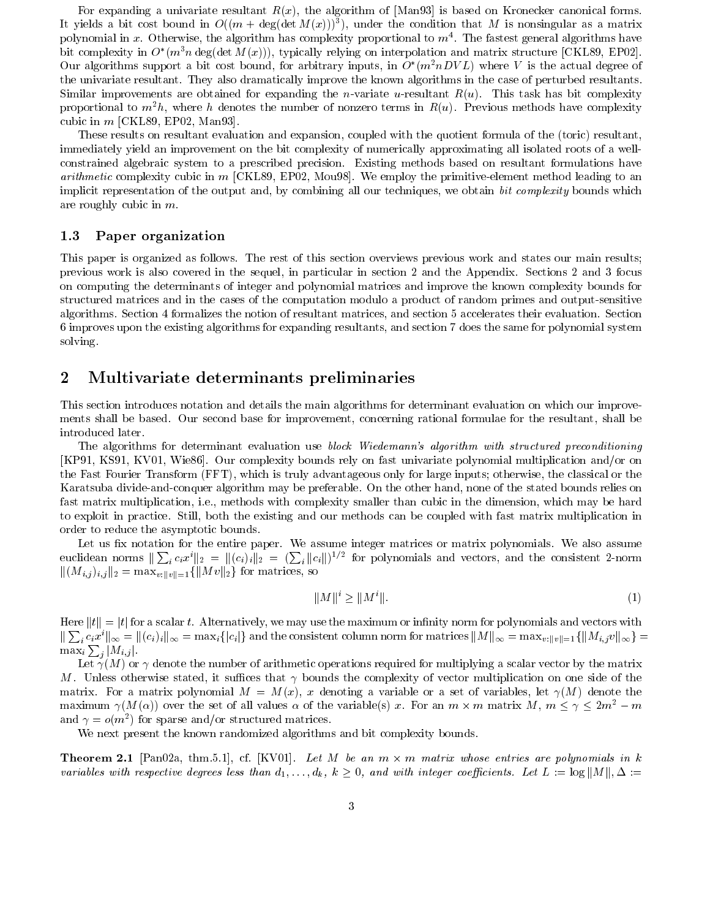For expanding a univariate resultant $R(x)$, the algorithm of [Man93] is based on Kronecker canonical forms. It yields a bit cost bound in $O((m + \deg(\det M(x)))^3)$, under the condition that $M$ is nonsingular as a matrix polynomial in $x$. Otherwise, the algorithm has complexity proportional to $m^4$. The fastest general algorithms have bit complexity in $O^*(m^3 n \deg(\det M(x)))$, typically relying on interpolation and matrix structure [CKL89, EP02]. Our algorithms support a bit cost bound, for arbitrary inputs, in $O^*(m^2 nDVL)$ where $V$ is the actual degree of the univariate resultant. They also dramatically improve the known algorithms in the case of perturbed resultants. Similar improvements are obtained for expanding the $n$-variate $u$-resultant $R(u)$. This task has bit complexity proportional to $m^2 h$, where $h$ denotes the number of nonzero terms in $R(u)$. Previous methods have complexity cubic in $m$ [CKL89, EP02, Man93].

These results on resultant evaluation and expansion, coupled with the quotient formula of the (toric) resultant, immediately yield an improvement on the bit complexity of numerically approximating all isolated roots of a well-constrained algebraic system to a prescribed precision. Existing methods based on resultant formulations have *arithmetic* complexity cubic in $m$ [CKL89, EP02, Mou98]. We employ the primitive-element method leading to an implicit representation of the output and, by combining all our techniques, we obtain *bit complexity* bounds which are roughly cubic in $m$.

### 1.3 Paper organization

This paper is organized as follows. The rest of this section overviews previous work and states our main results; previous work is also covered in the sequel, in particular in section 2 and the Appendix. Sections 2 and 3 focus on computing the determinants of integer and polynomial matrices and improve the known complexity bounds for structured matrices and in the cases of the computation modulo a product of random primes and output-sensitive algorithms. Section 4 formalizes the notion of resultant matrices, and section 5 accelerates their evaluation. Section 6 improves upon the existing algorithms for expanding resultants, and section 7 does the same for polynomial system solving.

## 2 Multivariate determinants preliminaries

This section introduces notation and details the main algorithms for determinant evaluation on which our improvements shall be based. Our second base for improvement, concerning rational formulae for the resultant, shall be introduced later.

The algorithms for determinant evaluation use *block Wiedemann's algorithm with structured preconditioning* [KP91, KS91, KV01, Wie86]. Our complexity bounds rely on fast univariate polynomial multiplication and/or on the Fast Fourier Transform (FFT), which is truly advantageous only for large inputs; otherwise, the classical or the Karatsuba divide-and-conquer algorithm may be preferable. On the other hand, none of the stated bounds relies on fast matrix multiplication, i.e., methods with complexity smaller than cubic in the dimension, which may be hard to exploit in practice. Still, both the existing and our methods can be coupled with fast matrix multiplication in order to reduce the asymptotic bounds.

Let us fix notation for the entire paper. We assume integer matrices or matrix polynomials. We also assume euclidean norms $\|\sum_i c_i x^i\|_2 = \|(c_i)_i\|_2 = (\sum_i \|c_i\|)^{1/2}$ for polynomials and vectors, and the consistent 2-norm $\|(M_{i,j})_{i,j}\|_2 = \max_{v:\|v\|=1}\{\|Mv\|_2\}$ for matrices, so

$$\|M\|^i \geq \|M^i\|. \tag{1}$$

Here $\|t\| = |t|$ for a scalar $t$. Alternatively, we may use the maximum or infinity norm for polynomials and vectors with $\|\sum_i c_i x^i\|_\infty = \|(c_i)_i\|_\infty = \max_i\{|c_i|\}$ and the consistent column norm for matrices $\|M\|_\infty = \max_{v:\|v\|=1}\{\|M_{i,j}v\|_\infty\} = \max_i \sum_j |M_{i,j}|$.

Let $\gamma(M)$ or $\gamma$ denote the number of arithmetic operations required for multiplying a scalar vector by the matrix $M$. Unless otherwise stated, it suffices that $\gamma$ bounds the complexity of vector multiplication on one side of the matrix. For a matrix polynomial $M = M(x)$, $x$ denoting a variable or a set of variables, let $\gamma(M)$ denote the maximum $\gamma(M(\alpha))$ over the set of all values $\alpha$ of the variable(s) $x$. For an $m \times m$ matrix $M$, $m \leq \gamma \leq 2m^2 - m$ and $\gamma = o(m^2)$ for sparse and/or structured matrices.

We next present the known randomized algorithms and bit complexity bounds.

**Theorem 2.1** [Pan02a, thm.5.1], cf. [KV01]. *Let $M$ be an $m \times m$ matrix whose entries are polynomials in $k$ variables with respective degrees less than $d_1, \ldots, d_k$, $k \geq 0$, and with integer coefficients. Let $L := \log\|M\|, \Delta :=$*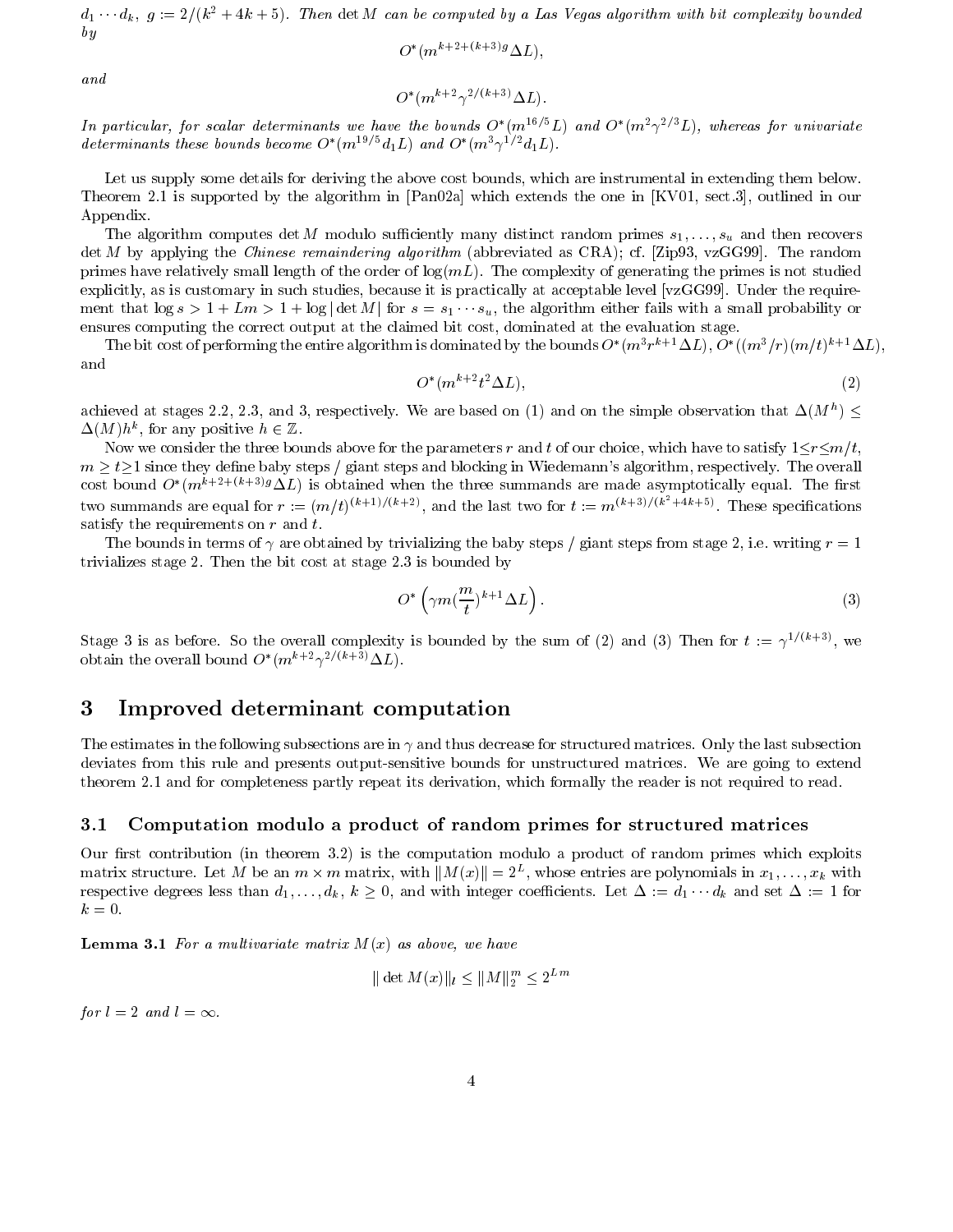*$d_1 \cdots d_k$, $g := 2/(k^2+4k+5)$. Then $\det M$ can be computed by a Las Vegas algorithm with bit complexity bounded by*

$$O^*(m^{k+2+(k+3)g}\Delta L),$$

*and*

$$O^*(m^{k+2}\gamma^{2/(k+3)}\Delta L).$$

*In particular, for scalar determinants we have the bounds $O^*(m^{16/5}L)$ and $O^*(m^2\gamma^{2/3}L)$, whereas for univariate determinants these bounds become $O^*(m^{19/5}d_1L)$ and $O^*(m^3\gamma^{1/2}d_1L)$.*

Let us supply some details for deriving the above cost bounds, which are instrumental in extending them below. Theorem 2.1 is supported by the algorithm in [Pan02a] which extends the one in [KV01, sect.3], outlined in our Appendix.

The algorithm computes $\det M$ modulo sufficiently many distinct random primes $s_1, \ldots, s_u$ and then recovers $\det M$ by applying the *Chinese remaindering algorithm* (abbreviated as CRA); cf. [Zip93, vzGG99]. The random primes have relatively small length of the order of $\log(mL)$. The complexity of generating the primes is not studied explicitly, as is customary in such studies, because it is practically at acceptable level [vzGG99]. Under the requirement that $\log s > 1 + Lm > 1 + \log|\det M|$ for $s = s_1 \cdots s_u$, the algorithm either fails with a small probability or ensures computing the correct output at the claimed bit cost, dominated at the evaluation stage.

The bit cost of performing the entire algorithm is dominated by the bounds $O^*(m^3r^{k+1}\Delta L)$, $O^*((m^3/r)(m/t)^{k+1}\Delta L)$, and

$$O^*(m^{k+2}t^2\Delta L), \tag{2}$$

achieved at stages 2.2, 2.3, and 3, respectively. We are based on (1) and on the simple observation that $\Delta(M^h) \leq \Delta(M)h^k$, for any positive $h \in \mathbb{Z}$.

Now we consider the three bounds above for the parameters $r$ and $t$ of our choice, which have to satisfy $1 \leq r \leq m/t$, $m \geq t \geq 1$ since they define baby steps / giant steps and blocking in Wiedemann's algorithm, respectively. The overall cost bound $O^*(m^{k+2+(k+3)g}\Delta L)$ is obtained when the three summands are made asymptotically equal. The first two summands are equal for $r := (m/t)^{(k+1)/(k+2)}$, and the last two for $t := m^{(k+3)/(k^2+4k+5)}$. These specifications satisfy the requirements on $r$ and $t$.

The bounds in terms of $\gamma$ are obtained by trivializing the baby steps / giant steps from stage 2, i.e. writing $r = 1$ trivializes stage 2. Then the bit cost at stage 2.3 is bounded by

$$O^*\left(\gamma m (\frac{m}{t})^{k+1}\Delta L\right). \tag{3}$$

Stage 3 is as before. So the overall complexity is bounded by the sum of (2) and (3) Then for $t := \gamma^{1/(k+3)}$, we obtain the overall bound $O^*(m^{k+2}\gamma^{2/(k+3)}\Delta L)$.

# 3 Improved determinant computation

The estimates in the following subsections are in $\gamma$ and thus decrease for structured matrices. Only the last subsection deviates from this rule and presents output-sensitive bounds for unstructured matrices. We are going to extend theorem 2.1 and for completeness partly repeat its derivation, which formally the reader is not required to read.

## 3.1 Computation modulo a product of random primes for structured matrices

Our first contribution (in theorem 3.2) is the computation modulo a product of random primes which exploits matrix structure. Let $M$ be an $m \times m$ matrix, with $\|M(x)\| = 2^L$, whose entries are polynomials in $x_1, \ldots, x_k$ with respective degrees less than $d_1, \ldots, d_k$, $k \geq 0$, and with integer coefficients. Let $\Delta := d_1 \cdots d_k$ and set $\Delta := 1$ for $k = 0$.

**Lemma 3.1** *For a multivariate matrix $M(x)$ as above, we have*

$$\|\det M(x)\|_l \leq \|M\|_2^m \leq 2^{Lm}$$

*for $l = 2$ and $l = \infty$.*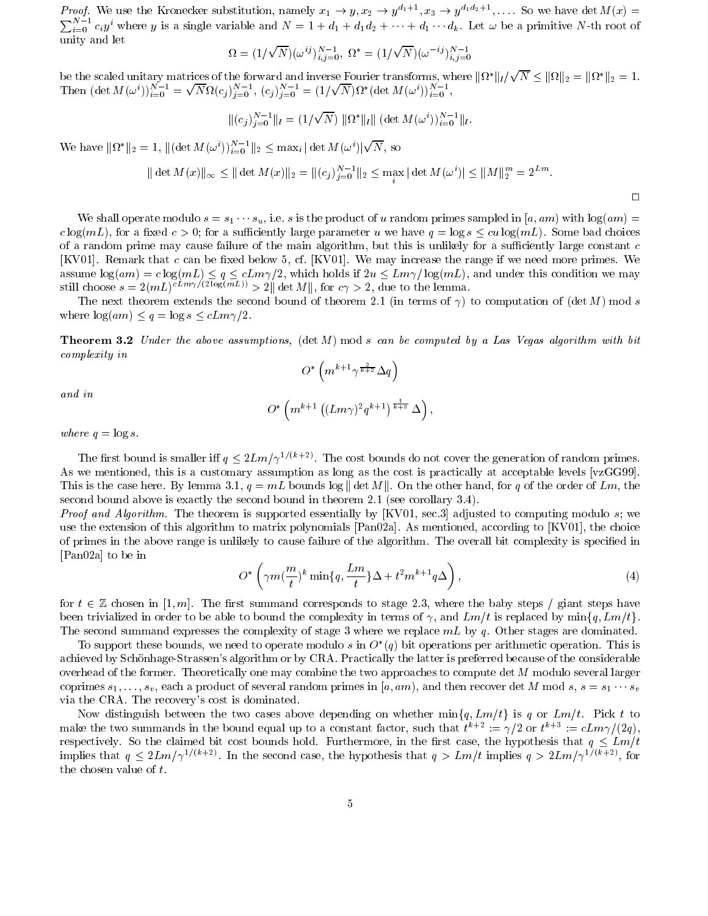*Proof.* We use the Kronecker substitution, namely $x_1 \to y, x_2 \to y^{d_1+1}, x_3 \to y^{d_1 d_2+1}, \ldots$. So we have $\det M(x) = \sum_{i=0}^{N-1} c_i y^i$ where $y$ is a single variable and $N = 1 + d_1 + d_1 d_2 + \cdots + d_1 \cdots d_k$. Let $\omega$ be a primitive $N$-th root of unity and let

$$\Omega = (1/\sqrt{N})(\omega^{ij})_{i,j=0}^{N-1},\ \Omega^* = (1/\sqrt{N})(\omega^{-ij})_{i,j=0}^{N-1}$$

be the scaled unitary matrices of the forward and inverse Fourier transforms, where $\|\Omega^*\|_l/\sqrt{N} \le \|\Omega\|_2 = \|\Omega^*\|_2 = 1$. Then $(\det M(\omega^i))_{i=0}^{N-1} = \sqrt{N}\Omega(c_j)_{j=0}^{N-1}$, $(c_j)_{j=0}^{N-1} = (1/\sqrt{N})\Omega^*(\det M(\omega^i))_{i=0}^{N-1}$,

$$\|(c_j)_{j=0}^{N-1}\|_l = (1/\sqrt{N})\ \|\Omega^*\|_l \|\ (\det M(\omega^i))_{i=0}^{N-1}\|_l.$$

We have $\|\Omega^*\|_2 = 1$, $\|(\det M(\omega^i))_{i=0}^{N-1}\|_2 \le \max_i |\det M(\omega^i)|\sqrt{N}$, so

$$\|\det M(x)\|_\infty \le \|\det M(x)\|_2 = \|(c_j)_{j=0}^{N-1}\|_2 \le \max_i |\det M(\omega^i)| \le \|M\|_2^m = 2^{Lm}.$$

□

We shall operate modulo $s = s_1 \cdots s_u$, i.e. $s$ is the product of $u$ random primes sampled in $[a, am)$ with $\log(am) = c\log(mL)$, for a fixed $c > 0$; for a sufficiently large parameter $u$ we have $q = \log s \le cu\log(mL)$. Some bad choices of a random prime may cause failure of the main algorithm, but this is unlikely for a sufficiently large constant $c$ [KV01]. Remark that $c$ can be fixed below 5, cf. [KV01]. We may increase the range if we need more primes. We assume $\log(am) = c\log(mL) \le q \le cLm\gamma/2$, which holds if $2u \le Lm\gamma/\log(mL)$, and under this condition we may still choose $s = 2(mL)^{cLm\gamma/(2\log(mL))} > 2\|\det M\|$, for $c\gamma > 2$, due to the lemma.

The next theorem extends the second bound of theorem 2.1 (in terms of $\gamma$) to computation of $(\det M) \bmod s$ where $\log(am) \le q = \log s \le cLm\gamma/2$.

**Theorem 3.2** *Under the above assumptions,* $(\det M) \bmod s$ *can be computed by a Las Vegas algorithm with bit complexity in*

$$O^*\left(m^{k+1}\gamma^{\frac{2}{k+2}}\Delta q\right)$$

*and in*

$$O^*\left(m^{k+1}\left((Lm\gamma)^2 q^{k+1}\right)^{\frac{1}{k+3}}\Delta\right),$$

*where* $q = \log s$.

The first bound is smaller iff $q \le 2Lm/\gamma^{1/(k+2)}$. The cost bounds do not cover the generation of random primes. As we mentioned, this is a customary assumption as long as the cost is practically at acceptable levels [vzGG99]. This is the case here. By lemma 3.1, $q = mL$ bounds $\log\|\det M\|$. On the other hand, for $q$ of the order of $Lm$, the second bound above is exactly the second bound in theorem 2.1 (see corollary 3.4).

*Proof and Algorithm.* The theorem is supported essentially by [KV01, sec.3] adjusted to computing modulo $s$; we use the extension of this algorithm to matrix polynomials [Pan02a]. As mentioned, according to [KV01], the choice of primes in the above range is unlikely to cause failure of the algorithm. The overall bit complexity is specified in [Pan02a] to be in

$$O^*\left(\gamma m(\frac{m}{t})^k \min\{q, \frac{Lm}{t}\}\Delta + t^2 m^{k+1} q\Delta\right), \tag{4}$$

for $t \in \mathbb{Z}$ chosen in $[1, m]$. The first summand corresponds to stage 2.3, where the baby steps / giant steps have been trivialized in order to be able to bound the complexity in terms of $\gamma$, and $Lm/t$ is replaced by $\min\{q, Lm/t\}$. The second summand expresses the complexity of stage 3 where we replace $mL$ by $q$. Other stages are dominated.

To support these bounds, we need to operate modulo $s$ in $O^*(q)$ bit operations per arithmetic operation. This is achieved by Schönhage-Strassen's algorithm or by CRA. Practically the latter is preferred because of the considerable overhead of the former. Theoretically one may combine the two approaches to compute $\det M$ modulo several larger coprimes $s_1, \ldots, s_v$, each a product of several random primes in $[a, am)$, and then recover $\det M \bmod s$, $s = s_1 \cdots s_v$ via the CRA. The recovery's cost is dominated.

Now distinguish between the two cases above depending on whether $\min\{q, Lm/t\}$ is $q$ or $Lm/t$. Pick $t$ to make the two summands in the bound equal up to a constant factor, such that $t^{k+2} := \gamma/2$ or $t^{k+3} := cLm\gamma/(2q)$, respectively. So the claimed bit cost bounds hold. Furthermore, in the first case, the hypothesis that $q \le Lm/t$ implies that $q \le 2Lm/\gamma^{1/(k+2)}$. In the second case, the hypothesis that $q > Lm/t$ implies $q > 2Lm/\gamma^{1/(k+2)}$, for the chosen value of $t$.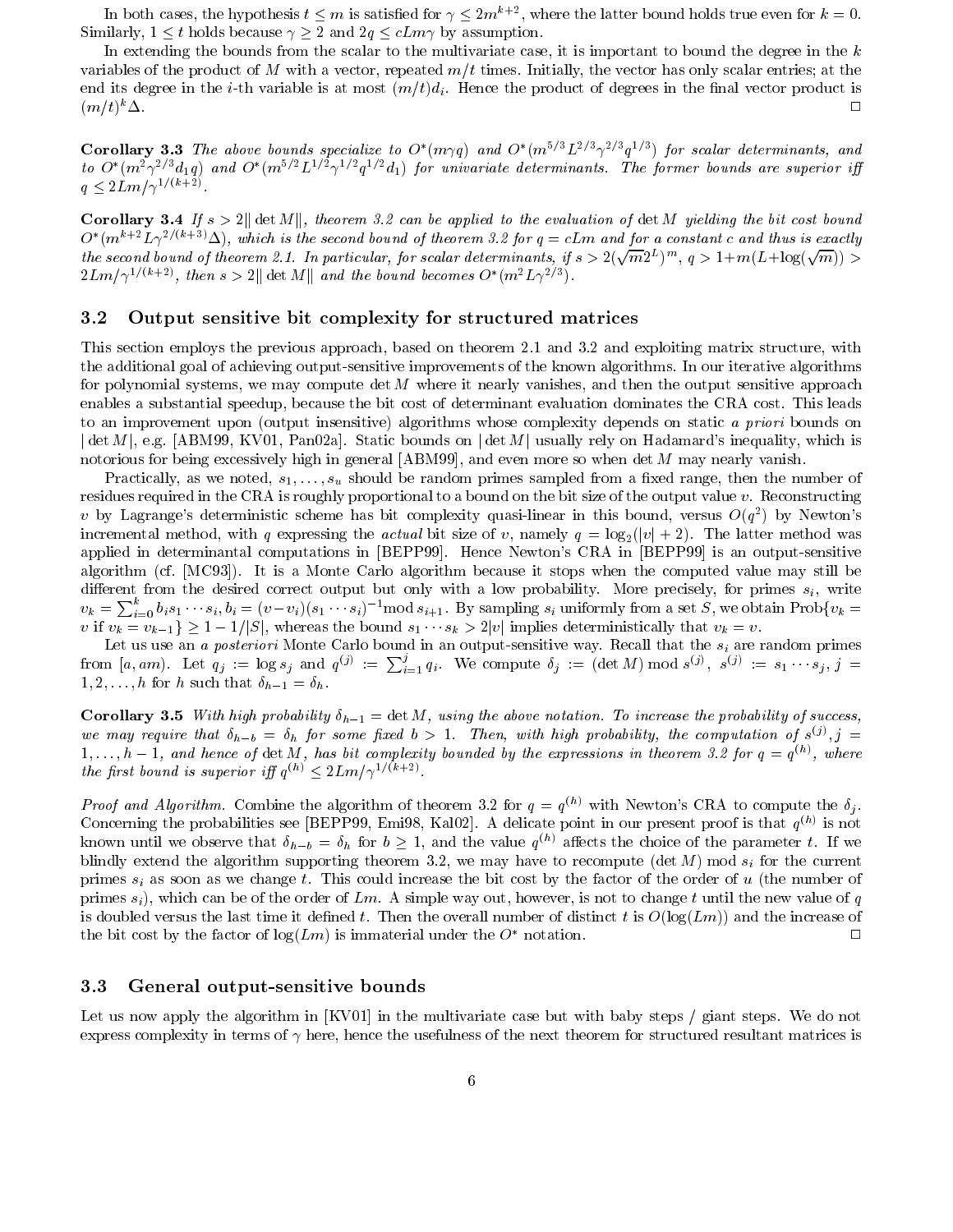In both cases, the hypothesis $t \le m$ is satisfied for $\gamma \le 2m^{k+2}$, where the latter bound holds true even for $k = 0$. Similarly, $1 \le t$ holds because $\gamma \ge 2$ and $2q \le cLm\gamma$ by assumption.

In extending the bounds from the scalar to the multivariate case, it is important to bound the degree in the $k$ variables of the product of $M$ with a vector, repeated $m/t$ times. Initially, the vector has only scalar entries; at the end its degree in the $i$-th variable is at most $(m/t)d_i$. Hence the product of degrees in the final vector product is $(m/t)^k\Delta$. □

**Corollary 3.3** *The above bounds specialize to $O^*(m\gamma q)$ and $O^*(m^{5/3}L^{2/3}\gamma^{2/3}q^{1/3})$ for scalar determinants, and to $O^*(m^2\gamma^{2/3}d_1 q)$ and $O^*(m^{5/2}L^{1/2}\gamma^{1/2}q^{1/2}d_1)$ for univariate determinants. The former bounds are superior iff $q \le 2Lm/\gamma^{1/(k+2)}$.*

**Corollary 3.4** *If $s > 2\|\det M\|$, theorem 3.2 can be applied to the evaluation of $\det M$ yielding the bit cost bound $O^*(m^{k+2}L\gamma^{2/(k+3)}\Delta)$, which is the second bound of theorem 3.2 for $q = cLm$ and for a constant $c$ and thus is exactly the second bound of theorem 2.1. In particular, for scalar determinants, if $s > 2(\sqrt{m}2^L)^m$, $q > 1+m(L+\log(\sqrt{m})) > 2Lm/\gamma^{1/(k+2)}$, then $s > 2\|\det M\|$ and the bound becomes $O^*(m^2L\gamma^{2/3})$.*

### 3.2 Output sensitive bit complexity for structured matrices

This section employs the previous approach, based on theorem 2.1 and 3.2 and exploiting matrix structure, with the additional goal of achieving output-sensitive improvements of the known algorithms. In our iterative algorithms for polynomial systems, we may compute $\det M$ where it nearly vanishes, and then the output sensitive approach enables a substantial speedup, because the bit cost of determinant evaluation dominates the CRA cost. This leads to an improvement upon (output insensitive) algorithms whose complexity depends on static *a priori* bounds on $|\det M|$, e.g. [ABM99, KV01, Pan02a]. Static bounds on $|\det M|$ usually rely on Hadamard's inequality, which is notorious for being excessively high in general [ABM99], and even more so when $\det M$ may nearly vanish.

Practically, as we noted, $s_1, \ldots, s_u$ should be random primes sampled from a fixed range, then the number of residues required in the CRA is roughly proportional to a bound on the bit size of the output value $v$. Reconstructing $v$ by Lagrange's deterministic scheme has bit complexity quasi-linear in this bound, versus $O(q^2)$ by Newton's incremental method, with $q$ expressing the *actual* bit size of $v$, namely $q = \log_2(|v|+2)$. The latter method was applied in determinantal computations in [BEPP99]. Hence Newton's CRA in [BEPP99] is an output-sensitive algorithm (cf. [MC93]). It is a Monte Carlo algorithm because it stops when the computed value may still be different from the desired correct output but only with a low probability. More precisely, for primes $s_i$, write $v_k = \sum_{i=0}^{k} b_i s_1 \cdots s_i$, $b_i = (v - v_i)(s_1 \cdots s_i)^{-1} \bmod s_{i+1}$. By sampling $s_i$ uniformly from a set $S$, we obtain $\text{Prob}\{v_k = v \text{ if } v_k = v_{k-1}\} \ge 1 - 1/|S|$, whereas the bound $s_1 \cdots s_k > 2|v|$ implies deterministically that $v_k = v$.

Let us use an *a posteriori* Monte Carlo bound in an output-sensitive way. Recall that the $s_i$ are random primes from $[a, am)$. Let $q_j := \log s_j$ and $q^{(j)} := \sum_{i=1}^{j} q_i$. We compute $\delta_j := (\det M) \bmod s^{(j)}$, $s^{(j)} := s_1 \cdots s_j$, $j = 1, 2, \ldots, h$ for $h$ such that $\delta_{h-1} = \delta_h$.

**Corollary 3.5** *With high probability $\delta_{h-1} = \det M$, using the above notation. To increase the probability of success, we may require that $\delta_{h-b} = \delta_h$ for some fixed $b > 1$. Then, with high probability, the computation of $s^{(j)}, j = 1, \ldots, h-1$, and hence of $\det M$, has bit complexity bounded by the expressions in theorem 3.2 for $q = q^{(h)}$, where the first bound is superior iff $q^{(h)} \le 2Lm/\gamma^{1/(k+2)}$.*

*Proof and Algorithm.* Combine the algorithm of theorem 3.2 for $q = q^{(h)}$ with Newton's CRA to compute the $\delta_j$. Concerning the probabilities see [BEPP99, Emi98, Kal02]. A delicate point in our present proof is that $q^{(h)}$ is not known until we observe that $\delta_{h-b} = \delta_h$ for $b \ge 1$, and the value $q^{(h)}$ affects the choice of the parameter $t$. If we blindly extend the algorithm supporting theorem 3.2, we may have to recompute $(\det M) \bmod s_i$ for the current primes $s_i$ as soon as we change $t$. This could increase the bit cost by the factor of the order of $u$ (the number of primes $s_i$), which can be of the order of $Lm$. A simple way out, however, is not to change $t$ until the new value of $q$ is doubled versus the last time it defined $t$. Then the overall number of distinct $t$ is $O(\log(Lm))$ and the increase of the bit cost by the factor of $\log(Lm)$ is immaterial under the $O^*$ notation. □

### 3.3 General output-sensitive bounds

Let us now apply the algorithm in [KV01] in the multivariate case but with baby steps / giant steps. We do not express complexity in terms of $\gamma$ here, hence the usefulness of the next theorem for structured resultant matrices is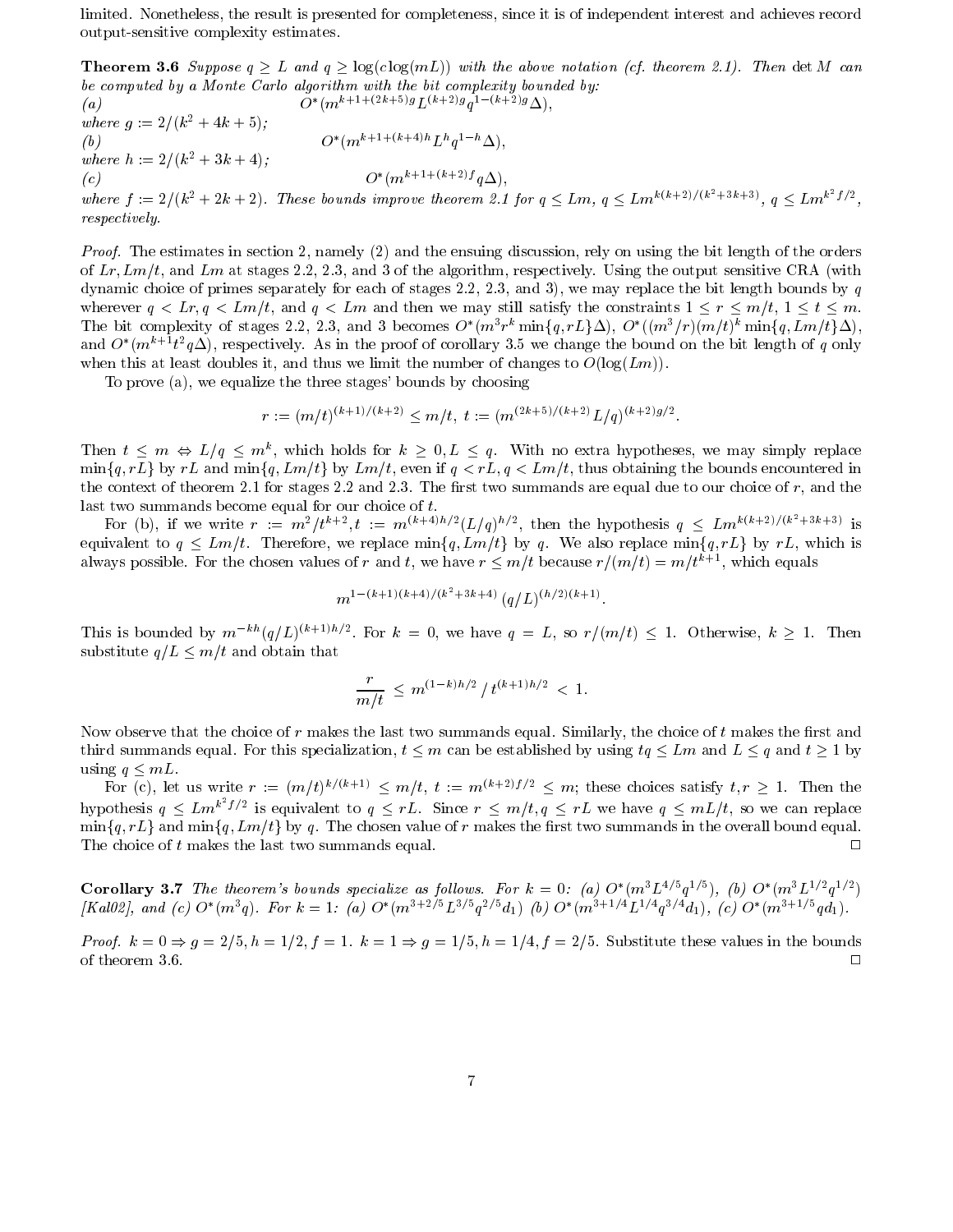limited. Nonetheless, the result is presented for completeness, since it is of independent interest and achieves record output-sensitive complexity estimates.

**Theorem 3.6** *Suppose $q \geq L$ and $q \geq \log(c\log(mL))$ with the above notation (cf. theorem 2.1). Then $\det M$ can be computed by a Monte Carlo algorithm with the bit complexity bounded by:*

*(a)* $$O^*(m^{k+1+(2k+5)g}L^{(k+2)g}q^{1-(k+2)g}\Delta),$$
*where $g := 2/(k^2+4k+5)$;*

*(b)* $$O^*(m^{k+1+(k+4)h}L^h q^{1-h}\Delta),$$
*where $h := 2/(k^2+3k+4)$;*

*(c)* $$O^*(m^{k+1+(k+2)f}q\Delta),$$
*where $f := 2/(k^2+2k+2)$. These bounds improve theorem 2.1 for $q \leq Lm$, $q \leq Lm^{k(k+2)/(k^2+3k+3)}$, $q \leq Lm^{k^2 f/2}$, respectively.*

*Proof.* The estimates in section 2, namely (2) and the ensuing discussion, rely on using the bit length of the orders of $Lr, Lm/t$, and $Lm$ at stages 2.2, 2.3, and 3 of the algorithm, respectively. Using the output sensitive CRA (with dynamic choice of primes separately for each of stages 2.2, 2.3, and 3), we may replace the bit length bounds by $q$ wherever $q < Lr, q < Lm/t$, and $q < Lm$ and then we may still satisfy the constraints $1 \leq r \leq m/t$, $1 \leq t \leq m$. The bit complexity of stages 2.2, 2.3, and 3 becomes $O^*(m^3r^k\min\{q, rL\}\Delta)$, $O^*((m^3/r)(m/t)^k\min\{q, Lm/t\}\Delta)$, and $O^*(m^{k+1}t^2q\Delta)$, respectively. As in the proof of corollary 3.5 we change the bound on the bit length of $q$ only when this at least doubles it, and thus we limit the number of changes to $O(\log(Lm))$.

To prove (a), we equalize the three stages' bounds by choosing

$$r := (m/t)^{(k+1)/(k+2)} \leq m/t, \; t := (m^{(2k+5)/(k+2)}L/q)^{(k+2)g/2}.$$

Then $t \leq m \Leftrightarrow L/q \leq m^k$, which holds for $k \geq 0, L \leq q$. With no extra hypotheses, we may simply replace $\min\{q, rL\}$ by $rL$ and $\min\{q, Lm/t\}$ by $Lm/t$, even if $q < rL, q < Lm/t$, thus obtaining the bounds encountered in the context of theorem 2.1 for stages 2.2 and 2.3. The first two summands are equal due to our choice of $r$, and the last two summands become equal for our choice of $t$.

For (b), if we write $r := m^2/t^{k+2}, t := m^{(k+4)h/2}(L/q)^{h/2}$, then the hypothesis $q \leq Lm^{k(k+2)/(k^2+3k+3)}$ is equivalent to $q \leq Lm/t$. Therefore, we replace $\min\{q, Lm/t\}$ by $q$. We also replace $\min\{q, rL\}$ by $rL$, which is always possible. For the chosen values of $r$ and $t$, we have $r \leq m/t$ because $r/(m/t) = m/t^{k+1}$, which equals

$$m^{1-(k+1)(k+4)/(k^2+3k+4)}\,(q/L)^{(h/2)(k+1)}.$$

This is bounded by $m^{-kh}(q/L)^{(k+1)h/2}$. For $k = 0$, we have $q = L$, so $r/(m/t) \leq 1$. Otherwise, $k \geq 1$. Then substitute $q/L \leq m/t$ and obtain that

$$\frac{r}{m/t} \leq m^{(1-k)h/2}\,/\,t^{(k+1)h/2} < 1.$$

Now observe that the choice of $r$ makes the last two summands equal. Similarly, the choice of $t$ makes the first and third summands equal. For this specialization, $t \leq m$ can be established by using $tq \leq Lm$ and $L \leq q$ and $t \geq 1$ by using $q \leq mL$.

For (c), let us write $r := (m/t)^{k/(k+1)} \leq m/t$, $t := m^{(k+2)f/2} \leq m$; these choices satisfy $t, r \geq 1$. Then the hypothesis $q \leq Lm^{k^2f/2}$ is equivalent to $q \leq rL$. Since $r \leq m/t, q \leq rL$ we have $q \leq mL/t$, so we can replace $\min\{q, rL\}$ and $\min\{q, Lm/t\}$ by $q$. The chosen value of $r$ makes the first two summands in the overall bound equal. The choice of $t$ makes the last two summands equal. □

**Corollary 3.7** *The theorem's bounds specialize as follows. For $k = 0$: (a) $O^*(m^3L^{4/5}q^{1/5})$, (b) $O^*(m^3L^{1/2}q^{1/2})$ [Kal02], and (c) $O^*(m^3q)$. For $k = 1$: (a) $O^*(m^{3+2/5}L^{3/5}q^{2/5}d_1)$ (b) $O^*(m^{3+1/4}L^{1/4}q^{3/4}d_1)$, (c) $O^*(m^{3+1/5}qd_1)$.*

*Proof.* $k = 0 \Rightarrow g = 2/5, h = 1/2, f = 1$. $k = 1 \Rightarrow g = 1/5, h = 1/4, f = 2/5$. Substitute these values in the bounds of theorem 3.6. □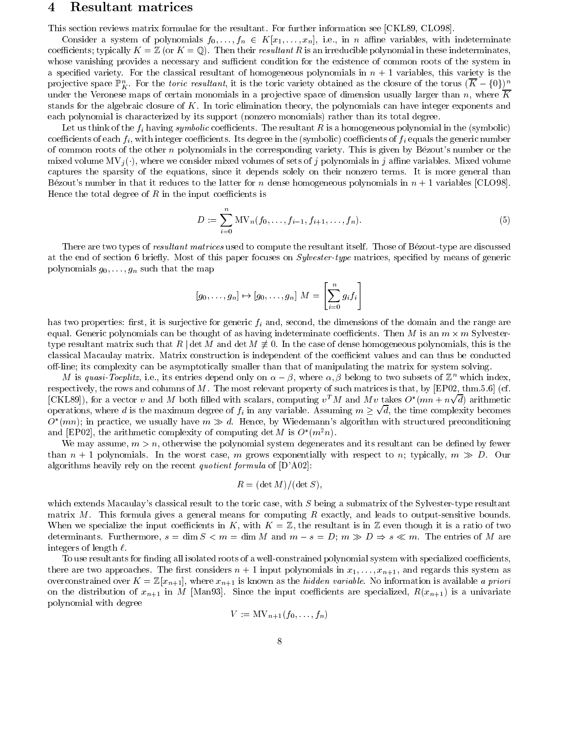## 4 Resultant matrices

This section reviews matrix formulae for the resultant. For further information see [CKL89, CLO98].

Consider a system of polynomials $f_0, \ldots, f_n \in K[x_1, \ldots, x_n]$, i.e., in $n$ affine variables, with indeterminate coefficients; typically $K = \mathbb{Z}$ (or $K = \mathbb{Q}$). Then their *resultant* $R$ is an irreducible polynomial in these indeterminates, whose vanishing provides a necessary and sufficient condition for the existence of common roots of the system in a specified variety. For the classical resultant of homogeneous polynomials in $n+1$ variables, this variety is the projective space $\mathbb{P}^n_{\overline{K}}$. For the *toric resultant*, it is the toric variety obtained as the closure of the torus $(\overline{K} - \{0\})^n$ under the Veronese maps of certain monomials in a projective space of dimension usually larger than $n$, where $\overline{K}$ stands for the algebraic closure of $K$. In toric elimination theory, the polynomials can have integer exponents and each polynomial is characterized by its support (nonzero monomials) rather than its total degree.

Let us think of the $f_i$ having *symbolic* coefficients. The resultant $R$ is a homogeneous polynomial in the (symbolic) coefficients of each $f_i$, with integer coefficients. Its degree in the (symbolic) coefficients of $f_i$ equals the generic number of common roots of the other $n$ polynomials in the corresponding variety. This is given by Bézout's number or the mixed volume $\mathrm{MV}_j(\cdot)$, where we consider mixed volumes of sets of $j$ polynomials in $j$ affine variables. Mixed volume captures the sparsity of the equations, since it depends solely on their nonzero terms. It is more general than Bézout's number in that it reduces to the latter for $n$ dense homogeneous polynomials in $n+1$ variables [CLO98]. Hence the total degree of $R$ in the input coefficients is

$$D := \sum_{i=0}^{n} \mathrm{MV}_n(f_0, \ldots, f_{i-1}, f_{i+1}, \ldots, f_n). \tag{5}$$

There are two types of *resultant matrices* used to compute the resultant itself. Those of Bézout-type are discussed at the end of section 6 briefly. Most of this paper focuses on *Sylvester-type* matrices, specified by means of generic polynomials $g_0, \ldots, g_n$ such that the map

$$[g_0, \ldots, g_n] \mapsto [g_0, \ldots, g_n]\ M = \left[\sum_{i=0}^{n} g_i f_i\right]$$

has two properties: first, it is surjective for generic $f_i$ and, second, the dimensions of the domain and the range are equal. Generic polynomials can be thought of as having indeterminate coefficients. Then $M$ is an $m \times m$ Sylvester-type resultant matrix such that $R \mid \det M$ and $\det M \not\equiv 0$. In the case of dense homogeneous polynomials, this is the classical Macaulay matrix. Matrix construction is independent of the coefficient values and can thus be conducted off-line; its complexity can be asymptotically smaller than that of manipulating the matrix for system solving.

$M$ is *quasi-Toeplitz*, i.e., its entries depend only on $\alpha - \beta$, where $\alpha, \beta$ belong to two subsets of $\mathbb{Z}^n$ which index, respectively, the rows and columns of $M$. The most relevant property of such matrices is that, by [EP02, thm.5.6] (cf. [CKL89]), for a vector $v$ and $M$ both filled with scalars, computing $v^T M$ and $Mv$ takes $O^*(mn + n\sqrt{d})$ arithmetic operations, where $d$ is the maximum degree of $f_i$ in any variable. Assuming $m \geq \sqrt{d}$, the time complexity becomes $O^*(mn)$; in practice, we usually have $m \gg d$. Hence, by Wiedemann's algorithm with structured preconditioning and [EP02], the arithmetic complexity of computing $\det M$ is $O^*(m^2 n)$.

We may assume, $m > n$, otherwise the polynomial system degenerates and its resultant can be defined by fewer than $n+1$ polynomials. In the worst case, $m$ grows exponentially with respect to $n$; typically, $m \gg D$. Our algorithms heavily rely on the recent *quotient formula* of [D'A02]:

$$R = (\det M)/(\det S),$$

which extends Macaulay's classical result to the toric case, with $S$ being a submatrix of the Sylvester-type resultant matrix $M$. This formula gives a general means for computing $R$ exactly, and leads to output-sensitive bounds. When we specialize the input coefficients in $K$, with $K = \mathbb{Z}$, the resultant is in $\mathbb{Z}$ even though it is a ratio of two determinants. Furthermore, $s = \dim S < m = \dim M$ and $m - s = D$; $m \gg D \Rightarrow s \ll m$. The entries of $M$ are integers of length $\ell$.

To use resultants for finding all isolated roots of a well-constrained polynomial system with specialized coefficients, there are two approaches. The first considers $n+1$ input polynomials in $x_1, \ldots, x_{n+1}$, and regards this system as overconstrained over $K = \mathbb{Z}[x_{n+1}]$, where $x_{n+1}$ is known as the *hidden variable*. No information is available *a priori* on the distribution of $x_{n+1}$ in $M$ [Man93]. Since the input coefficients are specialized, $R(x_{n+1})$ is a univariate polynomial with degree

$$V := \mathrm{MV}_{n+1}(f_0, \ldots, f_n)$$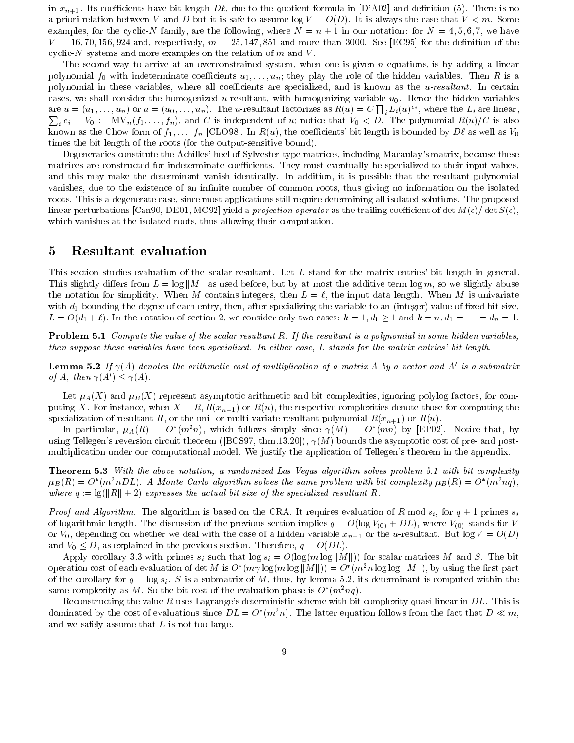in $x_{n+1}$. Its coefficients have bit length $D\ell$, due to the quotient formula in [D'A02] and definition (5). There is no a priori relation between $V$ and $D$ but it is safe to assume $\log V = O(D)$. It is always the case that $V < m$. Some examples, for the cyclic-$N$ family, are the following, where $N = n + 1$ in our notation: for $N = 4, 5, 6, 7$, we have $V = 16, 70, 156, 924$ and, respectively, $m = 25, 147, 851$ and more than 3000. See [EC95] for the definition of the cyclic-$N$ systems and more examples on the relation of $m$ and $V$.

The second way to arrive at an overconstrained system, when one is given $n$ equations, is by adding a linear polynomial $f_0$ with indeterminate coefficients $u_1, \ldots, u_n$; they play the role of the hidden variables. Then $R$ is a polynomial in these variables, where all coefficients are specialized, and is known as the *u-resultant*. In certain cases, we shall consider the homogenized $u$-resultant, with homogenizing variable $u_0$. Hence the hidden variables are $u = (u_1, \ldots, u_n)$ or $u = (u_0, \ldots, u_n)$. The $u$-resultant factorizes as $R(u) = C \prod_i L_i(u)^{e_i}$, where the $L_i$ are linear, $\sum_i e_i = V_0 := \mathrm{MV}_n(f_1, \ldots, f_n)$, and $C$ is independent of $u$; notice that $V_0 < D$. The polynomial $R(u)/C$ is also known as the Chow form of $f_1, \ldots, f_n$ [CLO98]. In $R(u)$, the coefficients' bit length is bounded by $D\ell$ as well as $V_0$ times the bit length of the roots (for the output-sensitive bound).

Degeneracies constitute the Achilles' heel of Sylvester-type matrices, including Macaulay's matrix, because these matrices are constructed for indeterminate coefficients. They must eventually be specialized to their input values, and this may make the determinant vanish identically. In addition, it is possible that the resultant polynomial vanishes, due to the existence of an infinite number of common roots, thus giving no information on the isolated roots. This is a degenerate case, since most applications still require determining all isolated solutions. The proposed linear perturbations [Can90, DE01, MC92] yield a *projection operator* as the trailing coefficient of $\det M(\epsilon)/\det S(\epsilon)$, which vanishes at the isolated roots, thus allowing their computation.

## 5 Resultant evaluation

This section studies evaluation of the scalar resultant. Let $L$ stand for the matrix entries' bit length in general. This slightly differs from $L = \log \|M\|$ as used before, but by at most the additive term $\log m$, so we slightly abuse the notation for simplicity. When $M$ contains integers, then $L = \ell$, the input data length. When $M$ is univariate with $d_1$ bounding the degree of each entry, then, after specializing the variable to an (integer) value of fixed bit size, $L = O(d_1 + \ell)$. In the notation of section 2, we consider only two cases: $k = 1, d_1 \geq 1$ and $k = n, d_1 = \cdots = d_n = 1$.

**Problem 5.1** *Compute the value of the scalar resultant $R$. If the resultant is a polynomial in some hidden variables, then suppose these variables have been specialized. In either case, $L$ stands for the matrix entries' bit length.*

**Lemma 5.2** *If $\gamma(A)$ denotes the arithmetic cost of multiplication of a matrix $A$ by a vector and $A'$ is a submatrix of $A$, then $\gamma(A') \leq \gamma(A)$.*

Let $\mu_A(X)$ and $\mu_B(X)$ represent asymptotic arithmetic and bit complexities, ignoring polylog factors, for computing $X$. For instance, when $X = R$, $R(x_{n+1})$ or $R(u)$, the respective complexities denote those for computing the specialization of resultant $R$, or the uni- or multi-variate resultant polynomial $R(x_{n+1})$ or $R(u)$.

In particular, $\mu_A(R) = O^*(m^2 n)$, which follows simply since $\gamma(M) = O^*(mn)$ by [EP02]. Notice that, by using Tellegen's reversion circuit theorem ([BCS97, thm.13.20]), $\gamma(M)$ bounds the asymptotic cost of pre- and post-multiplication under our computational model. We justify the application of Tellegen's theorem in the appendix.

**Theorem 5.3** *With the above notation, a randomized Las Vegas algorithm solves problem 5.1 with bit complexity $\mu_B(R) = O^*(m^2 nDL)$. A Monte Carlo algorithm solves the same problem with bit complexity $\mu_B(R) = O^*(m^2 nq)$, where $q := \lg(\|R\| + 2)$ expresses the actual bit size of the specialized resultant $R$.*

*Proof and Algorithm.* The algorithm is based on the CRA. It requires evaluation of $R \bmod s_i$, for $q + 1$ primes $s_i$ of logarithmic length. The discussion of the previous section implies $q = O(\log V_{(0)} + DL)$, where $V_{(0)}$ stands for $V$ or $V_0$, depending on whether we deal with the case of a hidden variable $x_{n+1}$ or the $u$-resultant. But $\log V = O(D)$ and $V_0 \leq D$, as explained in the previous section. Therefore, $q = O(DL)$.

Apply corollary 3.3 with primes $s_i$ such that $\log s_i = O(\log(m \log \|M\|))$ for scalar matrices $M$ and $S$. The bit operation cost of each evaluation of $\det M$ is $O^*(m\gamma \log(m \log \|M\|)) = O^*(m^2 n \log\log \|M\|)$, by using the first part of the corollary for $q = \log s_i$. $S$ is a submatrix of $M$, thus, by lemma 5.2, its determinant is computed within the same complexity as $M$. So the bit cost of the evaluation phase is $O^*(m^2 nq)$.

Reconstructing the value $R$ uses Lagrange's deterministic scheme with bit complexity quasi-linear in $DL$. This is dominated by the cost of evaluations since $DL = O^*(m^2 n)$. The latter equation follows from the fact that $D \ll m$, and we safely assume that $L$ is not too large.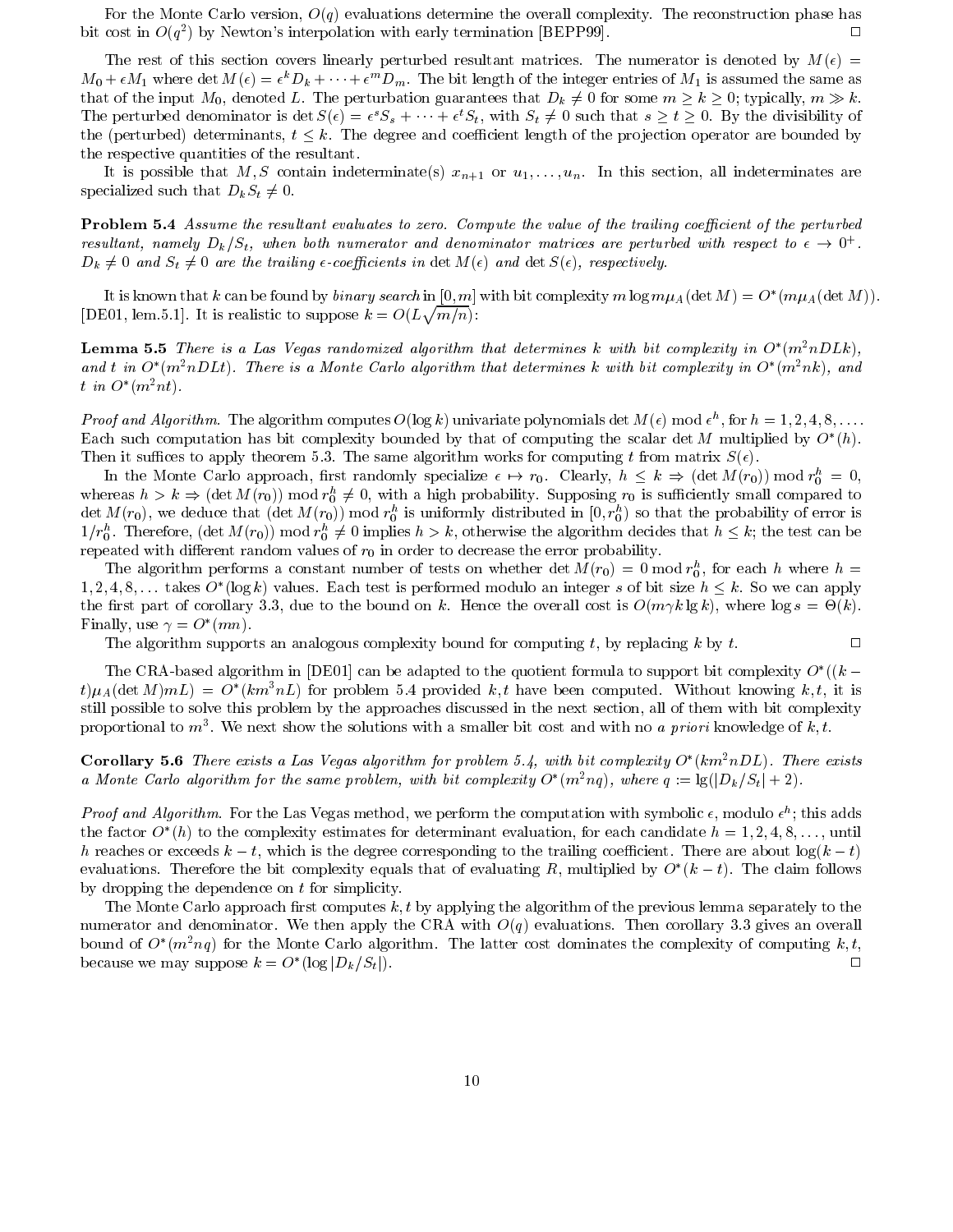For the Monte Carlo version, $O(q)$ evaluations determine the overall complexity. The reconstruction phase has bit cost in $O(q^2)$ by Newton's interpolation with early termination [BEPP99]. $\square$

The rest of this section covers linearly perturbed resultant matrices. The numerator is denoted by $M(\epsilon) = M_0 + \epsilon M_1$ where $\det M(\epsilon) = \epsilon^k D_k + \cdots + \epsilon^m D_m$. The bit length of the integer entries of $M_1$ is assumed the same as that of the input $M_0$, denoted $L$. The perturbation guarantees that $D_k \neq 0$ for some $m \geq k \geq 0$; typically, $m \gg k$. The perturbed denominator is $\det S(\epsilon) = \epsilon^s S_s + \cdots + \epsilon^t S_t$, with $S_t \neq 0$ such that $s \geq t \geq 0$. By the divisibility of the (perturbed) determinants, $t \leq k$. The degree and coefficient length of the projection operator are bounded by the respective quantities of the resultant.

It is possible that $M, S$ contain indeterminate(s) $x_{n+1}$ or $u_1, \ldots, u_n$. In this section, all indeterminates are specialized such that $D_k S_t \neq 0$.

**Problem 5.4** *Assume the resultant evaluates to zero. Compute the value of the trailing coefficient of the perturbed resultant, namely $D_k/S_t$, when both numerator and denominator matrices are perturbed with respect to $\epsilon \to 0^+$. $D_k \neq 0$ and $S_t \neq 0$ are the trailing $\epsilon$-coefficients in $\det M(\epsilon)$ and $\det S(\epsilon)$, respectively.*

It is known that $k$ can be found by *binary search* in $[0, m]$ with bit complexity $m \log m \mu_A(\det M) = O^*(m\mu_A(\det M))$. [DE01, lem.5.1]. It is realistic to suppose $k = O(L\sqrt{m/n})$:

**Lemma 5.5** *There is a Las Vegas randomized algorithm that determines $k$ with bit complexity in $O^*(m^2nDLk)$, and $t$ in $O^*(m^2nDLt)$. There is a Monte Carlo algorithm that determines $k$ with bit complexity in $O^*(m^2nk)$, and $t$ in $O^*(m^2nt)$.*

*Proof and Algorithm.* The algorithm computes $O(\log k)$ univariate polynomials $\det M(\epsilon) \bmod \epsilon^h$, for $h = 1, 2, 4, 8, \ldots$. Each such computation has bit complexity bounded by that of computing the scalar $\det M$ multiplied by $O^*(h)$. Then it suffices to apply theorem 5.3. The same algorithm works for computing $t$ from matrix $S(\epsilon)$.

In the Monte Carlo approach, first randomly specialize $\epsilon \mapsto r_0$. Clearly, $h \leq k \Rightarrow (\det M(r_0)) \bmod r_0^h = 0$, whereas $h > k \Rightarrow (\det M(r_0)) \bmod r_0^h \neq 0$, with a high probability. Supposing $r_0$ is sufficiently small compared to $\det M(r_0)$, we deduce that $(\det M(r_0)) \bmod r_0^h$ is uniformly distributed in $[0, r_0^h)$ so that the probability of error is $1/r_0^h$. Therefore, $(\det M(r_0)) \bmod r_0^h \neq 0$ implies $h > k$, otherwise the algorithm decides that $h \leq k$; the test can be repeated with different random values of $r_0$ in order to decrease the error probability.

The algorithm performs a constant number of tests on whether $\det M(r_0) = 0 \bmod r_0^h$, for each $h$ where $h = 1, 2, 4, 8, \ldots$ takes $O^*(\log k)$ values. Each test is performed modulo an integer $s$ of bit size $h \leq k$. So we can apply the first part of corollary 3.3, due to the bound on $k$. Hence the overall cost is $O(m\gamma k \lg k)$, where $\log s = \Theta(k)$. Finally, use $\gamma = O^*(mn)$.

The algorithm supports an analogous complexity bound for computing $t$, by replacing $k$ by $t$. $\square$

The CRA-based algorithm in [DE01] can be adapted to the quotient formula to support bit complexity $O^*((k - t)\mu_A(\det M)mL) = O^*(km^3nL)$ for problem 5.4 provided $k, t$ have been computed. Without knowing $k, t$, it is still possible to solve this problem by the approaches discussed in the next section, all of them with bit complexity proportional to $m^3$. We next show the solutions with a smaller bit cost and with no *a priori* knowledge of $k, t$.

**Corollary 5.6** *There exists a Las Vegas algorithm for problem 5.4, with bit complexity $O^*(km^2nDL)$. There exists a Monte Carlo algorithm for the same problem, with bit complexity $O^*(m^2nq)$, where $q := \lg(|D_k/S_t| + 2)$.*

*Proof and Algorithm.* For the Las Vegas method, we perform the computation with symbolic $\epsilon$, modulo $\epsilon^h$; this adds the factor $O^*(h)$ to the complexity estimates for determinant evaluation, for each candidate $h = 1, 2, 4, 8, \ldots$, until $h$ reaches or exceeds $k - t$, which is the degree corresponding to the trailing coefficient. There are about $\log(k - t)$ evaluations. Therefore the bit complexity equals that of evaluating $R$, multiplied by $O^*(k - t)$. The claim follows by dropping the dependence on $t$ for simplicity.

The Monte Carlo approach first computes $k, t$ by applying the algorithm of the previous lemma separately to the numerator and denominator. We then apply the CRA with $O(q)$ evaluations. Then corollary 3.3 gives an overall bound of $O^*(m^2nq)$ for the Monte Carlo algorithm. The latter cost dominates the complexity of computing $k, t$, because we may suppose $k = O^*(\log |D_k/S_t|)$. $\square$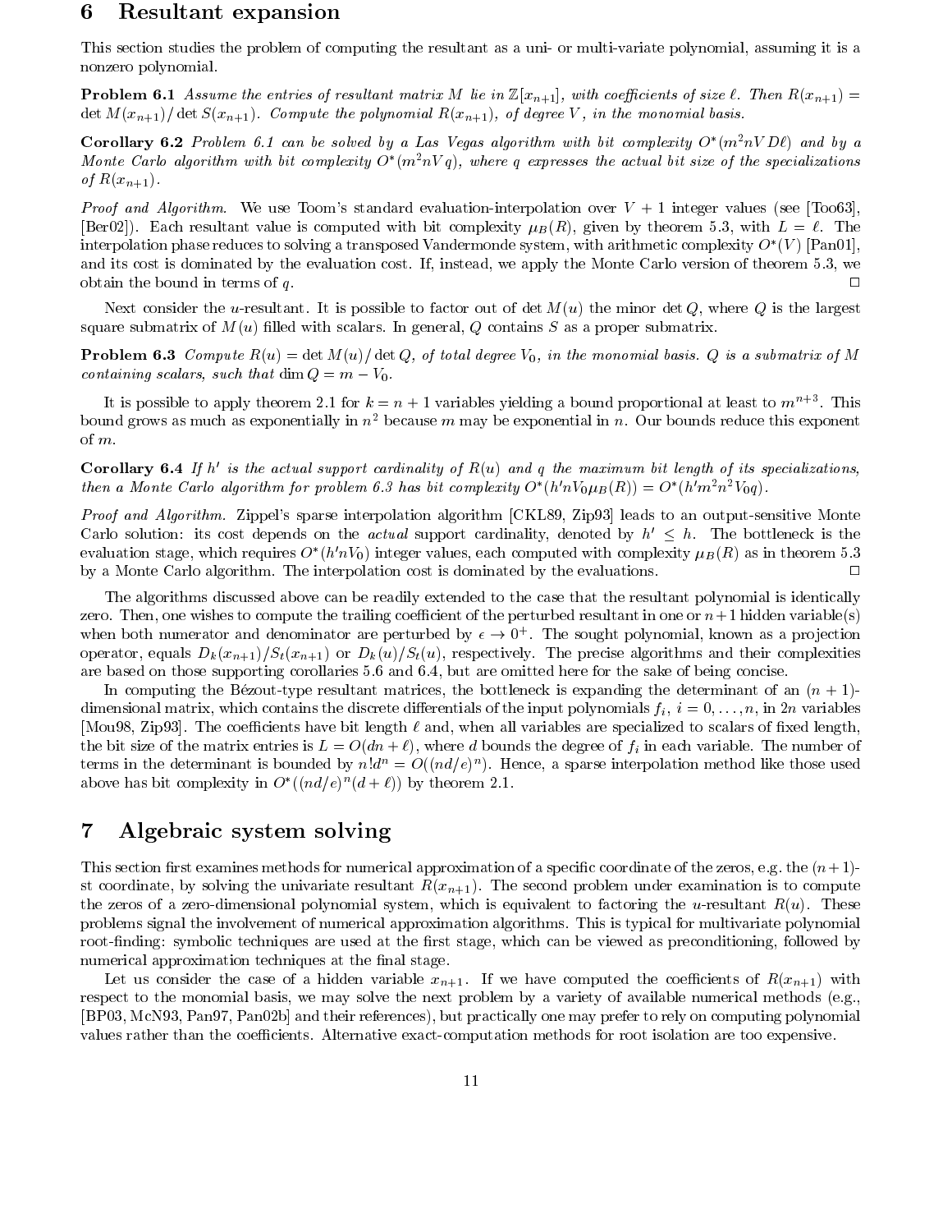## 6 Resultant expansion

This section studies the problem of computing the resultant as a uni- or multi-variate polynomial, assuming it is a nonzero polynomial.

**Problem 6.1** *Assume the entries of resultant matrix $M$ lie in $\mathbb{Z}[x_{n+1}]$, with coefficients of size $\ell$. Then $R(x_{n+1}) = \det M(x_{n+1}) / \det S(x_{n+1})$. Compute the polynomial $R(x_{n+1})$, of degree $V$, in the monomial basis.*

**Corollary 6.2** *Problem 6.1 can be solved by a Las Vegas algorithm with bit complexity $O^*(m^2 nVD\ell)$ and by a Monte Carlo algorithm with bit complexity $O^*(m^2 nVq)$, where $q$ expresses the actual bit size of the specializations of $R(x_{n+1})$.*

*Proof and Algorithm.* We use Toom's standard evaluation-interpolation over $V+1$ integer values (see [Too63], [Ber02]). Each resultant value is computed with bit complexity $\mu_B(R)$, given by theorem 5.3, with $L = \ell$. The interpolation phase reduces to solving a transposed Vandermonde system, with arithmetic complexity $O^*(V)$ [Pan01], and its cost is dominated by the evaluation cost. If, instead, we apply the Monte Carlo version of theorem 5.3, we obtain the bound in terms of $q$. □

Next consider the $u$-resultant. It is possible to factor out of $\det M(u)$ the minor $\det Q$, where $Q$ is the largest square submatrix of $M(u)$ filled with scalars. In general, $Q$ contains $S$ as a proper submatrix.

**Problem 6.3** *Compute $R(u) = \det M(u) / \det Q$, of total degree $V_0$, in the monomial basis. $Q$ is a submatrix of $M$ containing scalars, such that $\dim Q = m - V_0$.*

It is possible to apply theorem 2.1 for $k = n+1$ variables yielding a bound proportional at least to $m^{n+3}$. This bound grows as much as exponentially in $n^2$ because $m$ may be exponential in $n$. Our bounds reduce this exponent of $m$.

**Corollary 6.4** *If $h'$ is the actual support cardinality of $R(u)$ and $q$ the maximum bit length of its specializations, then a Monte Carlo algorithm for problem 6.3 has bit complexity $O^*(h' nV_0 \mu_B(R)) = O^*(h' m^2 n^2 V_0 q)$.*

*Proof and Algorithm.* Zippel's sparse interpolation algorithm [CKL89, Zip93] leads to an output-sensitive Monte Carlo solution: its cost depends on the *actual* support cardinality, denoted by $h' \leq h$. The bottleneck is the evaluation stage, which requires $O^*(h' nV_0)$ integer values, each computed with complexity $\mu_B(R)$ as in theorem 5.3 by a Monte Carlo algorithm. The interpolation cost is dominated by the evaluations. □

The algorithms discussed above can be readily extended to the case that the resultant polynomial is identically zero. Then, one wishes to compute the trailing coefficient of the perturbed resultant in one or $n+1$ hidden variable(s) when both numerator and denominator are perturbed by $\epsilon \to 0^+$. The sought polynomial, known as a projection operator, equals $D_k(x_{n+1})/S_t(x_{n+1})$ or $D_k(u)/S_t(u)$, respectively. The precise algorithms and their complexities are based on those supporting corollaries 5.6 and 6.4, but are omitted here for the sake of being concise.

In computing the Bézout-type resultant matrices, the bottleneck is expanding the determinant of an $(n+1)$-dimensional matrix, which contains the discrete differentials of the input polynomials $f_i$, $i = 0, \ldots, n$, in $2n$ variables [Mou98, Zip93]. The coefficients have bit length $\ell$ and, when all variables are specialized to scalars of fixed length, the bit size of the matrix entries is $L = O(dn + \ell)$, where $d$ bounds the degree of $f_i$ in each variable. The number of terms in the determinant is bounded by $n! d^n = O((nd/e)^n)$. Hence, a sparse interpolation method like those used above has bit complexity in $O^*((nd/e)^n (d + \ell))$ by theorem 2.1.

## 7 Algebraic system solving

This section first examines methods for numerical approximation of a specific coordinate of the zeros, e.g. the $(n+1)$-st coordinate, by solving the univariate resultant $R(x_{n+1})$. The second problem under examination is to compute the zeros of a zero-dimensional polynomial system, which is equivalent to factoring the $u$-resultant $R(u)$. These problems signal the involvement of numerical approximation algorithms. This is typical for multivariate polynomial root-finding: symbolic techniques are used at the first stage, which can be viewed as preconditioning, followed by numerical approximation techniques at the final stage.

Let us consider the case of a hidden variable $x_{n+1}$. If we have computed the coefficients of $R(x_{n+1})$ with respect to the monomial basis, we may solve the next problem by a variety of available numerical methods (e.g., [BP03, McN93, Pan97, Pan02b] and their references), but practically one may prefer to rely on computing polynomial values rather than the coefficients. Alternative exact-computation methods for root isolation are too expensive.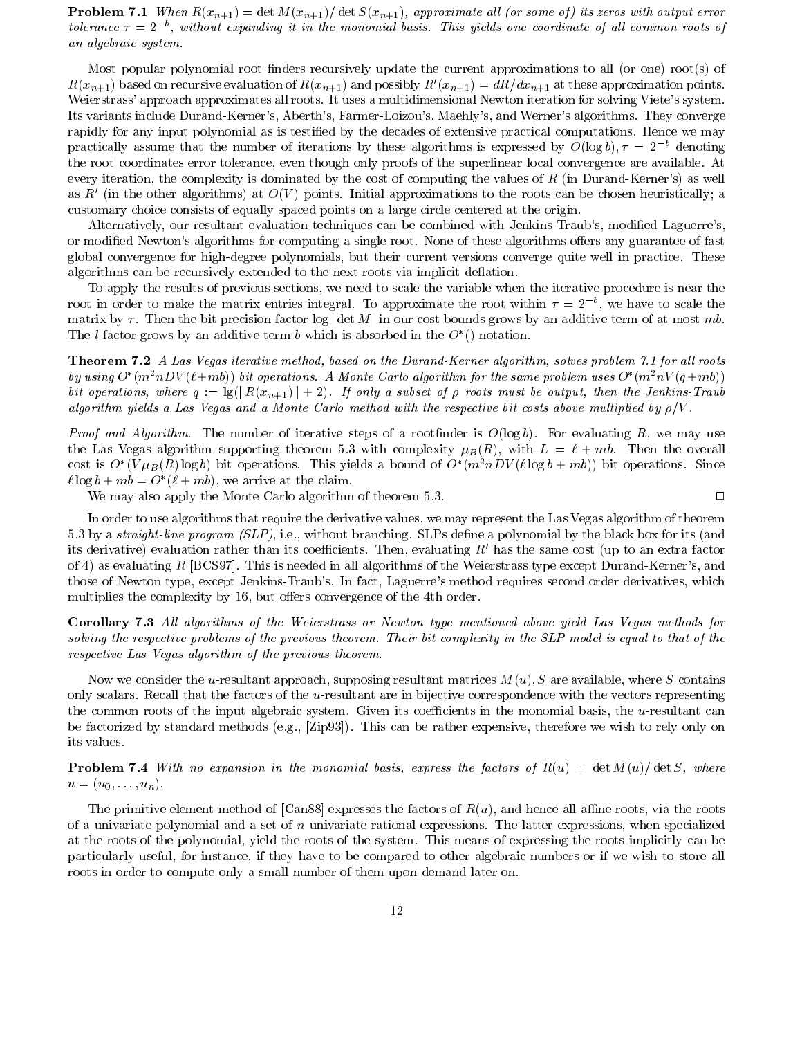**Problem 7.1** *When $R(x_{n+1}) = \det M(x_{n+1})/\det S(x_{n+1})$, approximate all (or some of) its zeros with output error tolerance $\tau = 2^{-b}$, without expanding it in the monomial basis. This yields one coordinate of all common roots of an algebraic system.*

Most popular polynomial root finders recursively update the current approximations to all (or one) root(s) of $R(x_{n+1})$ based on recursive evaluation of $R(x_{n+1})$ and possibly $R'(x_{n+1}) = dR/dx_{n+1}$ at these approximation points. Weierstrass' approach approximates all roots. It uses a multidimensional Newton iteration for solving Viete's system. Its variants include Durand-Kerner's, Aberth's, Farmer-Loizou's, Maehly's, and Werner's algorithms. They converge rapidly for any input polynomial as is testified by the decades of extensive practical computations. Hence we may practically assume that the number of iterations by these algorithms is expressed by $O(\log b), \tau = 2^{-b}$ denoting the root coordinates error tolerance, even though only proofs of the superlinear local convergence are available. At every iteration, the complexity is dominated by the cost of computing the values of $R$ (in Durand-Kerner's) as well as $R'$ (in the other algorithms) at $O(V)$ points. Initial approximations to the roots can be chosen heuristically; a customary choice consists of equally spaced points on a large circle centered at the origin.

Alternatively, our resultant evaluation techniques can be combined with Jenkins-Traub's, modified Laguerre's, or modified Newton's algorithms for computing a single root. None of these algorithms offers any guarantee of fast global convergence for high-degree polynomials, but their current versions converge quite well in practice. These algorithms can be recursively extended to the next roots via implicit deflation.

To apply the results of previous sections, we need to scale the variable when the iterative procedure is near the root in order to make the matrix entries integral. To approximate the root within $\tau = 2^{-b}$, we have to scale the matrix by $\tau$. Then the bit precision factor $\log|\det M|$ in our cost bounds grows by an additive term of at most $mb$. The $l$ factor grows by an additive term $b$ which is absorbed in the $O^*()$ notation.

**Theorem 7.2** *A Las Vegas iterative method, based on the Durand-Kerner algorithm, solves problem 7.1 for all roots by using $O^*(m^2nDV(\ell+mb))$ bit operations. A Monte Carlo algorithm for the same problem uses $O^*(m^2nV(q+mb))$ bit operations, where $q := \lg(\|R(x_{n+1})\| + 2)$. If only a subset of $\rho$ roots must be output, then the Jenkins-Traub algorithm yields a Las Vegas and a Monte Carlo method with the respective bit costs above multiplied by $\rho/V$.*

*Proof and Algorithm.* The number of iterative steps of a rootfinder is $O(\log b)$. For evaluating $R$, we may use the Las Vegas algorithm supporting theorem 5.3 with complexity $\mu_B(R)$, with $L = \ell + mb$. Then the overall cost is $O^*(V\mu_B(R)\log b)$ bit operations. This yields a bound of $O^*(m^2nDV(\ell\log b + mb))$ bit operations. Since $\ell\log b + mb = O^*(\ell + mb)$, we arrive at the claim.

We may also apply the Monte Carlo algorithm of theorem 5.3. $\square$

In order to use algorithms that require the derivative values, we may represent the Las Vegas algorithm of theorem 5.3 by a *straight-line program (SLP)*, i.e., without branching. SLPs define a polynomial by the black box for its (and its derivative) evaluation rather than its coefficients. Then, evaluating $R'$ has the same cost (up to an extra factor of 4) as evaluating $R$ [BCS97]. This is needed in all algorithms of the Weierstrass type except Durand-Kerner's, and those of Newton type, except Jenkins-Traub's. In fact, Laguerre's method requires second order derivatives, which multiplies the complexity by 16, but offers convergence of the 4th order.

**Corollary 7.3** *All algorithms of the Weierstrass or Newton type mentioned above yield Las Vegas methods for solving the respective problems of the previous theorem. Their bit complexity in the SLP model is equal to that of the respective Las Vegas algorithm of the previous theorem.*

Now we consider the $u$-resultant approach, supposing resultant matrices $M(u), S$ are available, where $S$ contains only scalars. Recall that the factors of the $u$-resultant are in bijective correspondence with the vectors representing the common roots of the input algebraic system. Given its coefficients in the monomial basis, the $u$-resultant can be factorized by standard methods (e.g., [Zip93]). This can be rather expensive, therefore we wish to rely only on its values.

**Problem 7.4** *With no expansion in the monomial basis, express the factors of $R(u) = \det M(u)/\det S$, where $u = (u_0, \ldots, u_n)$.*

The primitive-element method of [Can88] expresses the factors of $R(u)$, and hence all affine roots, via the roots of a univariate polynomial and a set of $n$ univariate rational expressions. The latter expressions, when specialized at the roots of the polynomial, yield the roots of the system. This means of expressing the roots implicitly can be particularly useful, for instance, if they have to be compared to other algebraic numbers or if we wish to store all roots in order to compute only a small number of them upon demand later on.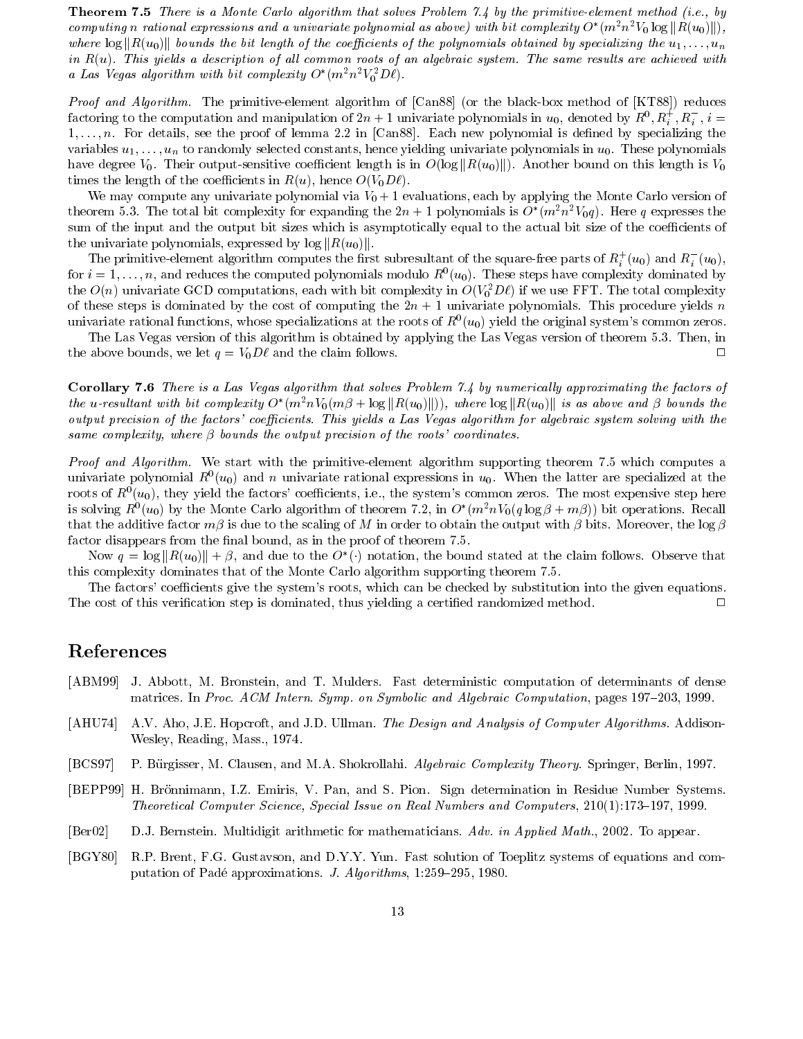**Theorem 7.5** *There is a Monte Carlo algorithm that solves Problem 7.4 by the primitive-element method (i.e., by computing $n$ rational expressions and a univariate polynomial as above) with bit complexity $O^*(m^2 n^2 V_0 \log\|R(u_0)\|)$, where $\log\|R(u_0)\|$ bounds the bit length of the coefficients of the polynomials obtained by specializing the $u_1,\ldots,u_n$ in $R(u)$. This yields a description of all common roots of an algebraic system. The same results are achieved with a Las Vegas algorithm with bit complexity $O^*(m^2 n^2 V_0^2 D\ell)$.*

*Proof and Algorithm.* The primitive-element algorithm of [Can88] (or the black-box method of [KT88]) reduces factoring to the computation and manipulation of $2n+1$ univariate polynomials in $u_0$, denoted by $R^0, R_i^+, R_i^-$, $i = 1,\ldots,n$. For details, see the proof of lemma 2.2 in [Can88]. Each new polynomial is defined by specializing the variables $u_1,\ldots,u_n$ to randomly selected constants, hence yielding univariate polynomials in $u_0$. These polynomials have degree $V_0$. Their output-sensitive coefficient length is in $O(\log\|R(u_0)\|)$. Another bound on this length is $V_0$ times the length of the coefficients in $R(u)$, hence $O(V_0 D\ell)$.

We may compute any univariate polynomial via $V_0+1$ evaluations, each by applying the Monte Carlo version of theorem 5.3. The total bit complexity for expanding the $2n+1$ polynomials is $O^*(m^2 n^2 V_0 q)$. Here $q$ expresses the sum of the input and the output bit sizes which is asymptotically equal to the actual bit size of the coefficients of the univariate polynomials, expressed by $\log\|R(u_0)\|$.

The primitive-element algorithm computes the first subresultant of the square-free parts of $R_i^+(u_0)$ and $R_i^-(u_0)$, for $i=1,\ldots,n$, and reduces the computed polynomials modulo $R^0(u_0)$. These steps have complexity dominated by the $O(n)$ univariate GCD computations, each with bit complexity in $O(V_0^2 D\ell)$ if we use FFT. The total complexity of these steps is dominated by the cost of computing the $2n+1$ univariate polynomials. This procedure yields $n$ univariate rational functions, whose specializations at the roots of $R^0(u_0)$ yield the original system's common zeros.

The Las Vegas version of this algorithm is obtained by applying the Las Vegas version of theorem 5.3. Then, in the above bounds, we let $q = V_0 D\ell$ and the claim follows. □

**Corollary 7.6** *There is a Las Vegas algorithm that solves Problem 7.4 by numerically approximating the factors of the $u$-resultant with bit complexity $O^*(m^2 n V_0(m\beta + \log\|R(u_0)\|))$, where $\log\|R(u_0)\|$ is as above and $\beta$ bounds the output precision of the factors' coefficients. This yields a Las Vegas algorithm for algebraic system solving with the same complexity, where $\beta$ bounds the output precision of the roots' coordinates.*

*Proof and Algorithm.* We start with the primitive-element algorithm supporting theorem 7.5 which computes a univariate polynomial $R^0(u_0)$ and $n$ univariate rational expressions in $u_0$. When the latter are specialized at the roots of $R^0(u_0)$, they yield the factors' coefficients, i.e., the system's common zeros. The most expensive step here is solving $R^0(u_0)$ by the Monte Carlo algorithm of theorem 7.2, in $O^*(m^2 n V_0(q\log\beta + m\beta))$ bit operations. Recall that the additive factor $m\beta$ is due to the scaling of $M$ in order to obtain the output with $\beta$ bits. Moreover, the $\log\beta$ factor disappears from the final bound, as in the proof of theorem 7.5.

Now $q = \log\|R(u_0)\| + \beta$, and due to the $O^*(\cdot)$ notation, the bound stated at the claim follows. Observe that this complexity dominates that of the Monte Carlo algorithm supporting theorem 7.5.

The factors' coefficients give the system's roots, which can be checked by substitution into the given equations. The cost of this verification step is dominated, thus yielding a certified randomized method. □

# References

- [ABM99] J. Abbott, M. Bronstein, and T. Mulders. Fast deterministic computation of determinants of dense matrices. In *Proc. ACM Intern. Symp. on Symbolic and Algebraic Computation*, pages 197–203, 1999.
- [AHU74] A.V. Aho, J.E. Hopcroft, and J.D. Ullman. *The Design and Analysis of Computer Algorithms*. Addison-Wesley, Reading, Mass., 1974.
- [BCS97] P. Bürgisser, M. Clausen, and M.A. Shokrollahi. *Algebraic Complexity Theory*. Springer, Berlin, 1997.
- [BEPP99] H. Brönnimann, I.Z. Emiris, V. Pan, and S. Pion. Sign determination in Residue Number Systems. *Theoretical Computer Science, Special Issue on Real Numbers and Computers*, 210(1):173–197, 1999.
- [Ber02] D.J. Bernstein. Multidigit arithmetic for mathematicians. *Adv. in Applied Math.*, 2002. To appear.
- [BGY80] R.P. Brent, F.G. Gustavson, and D.Y.Y. Yun. Fast solution of Toeplitz systems of equations and computation of Padé approximations. *J. Algorithms*, 1:259–295, 1980.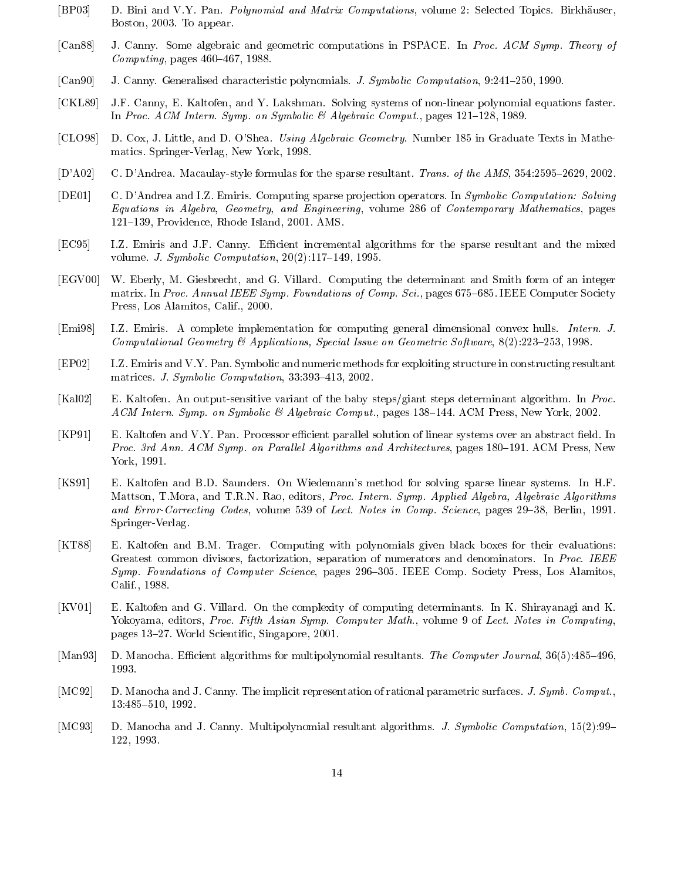[BP03] D. Bini and V.Y. Pan. *Polynomial and Matrix Computations*, volume 2: Selected Topics. Birkhäuser, Boston, 2003. To appear.

[Can88] J. Canny. Some algebraic and geometric computations in PSPACE. In *Proc. ACM Symp. Theory of Computing*, pages 460–467, 1988.

[Can90] J. Canny. Generalised characteristic polynomials. *J. Symbolic Computation*, 9:241–250, 1990.

[CKL89] J.F. Canny, E. Kaltofen, and Y. Lakshman. Solving systems of non-linear polynomial equations faster. In *Proc. ACM Intern. Symp. on Symbolic & Algebraic Comput.*, pages 121–128, 1989.

[CLO98] D. Cox, J. Little, and D. O'Shea. *Using Algebraic Geometry*. Number 185 in Graduate Texts in Mathematics. Springer-Verlag, New York, 1998.

[D'A02] C. D'Andrea. Macaulay-style formulas for the sparse resultant. *Trans. of the AMS*, 354:2595–2629, 2002.

[DE01] C. D'Andrea and I.Z. Emiris. Computing sparse projection operators. In *Symbolic Computation: Solving Equations in Algebra, Geometry, and Engineering*, volume 286 of *Contemporary Mathematics*, pages 121–139, Providence, Rhode Island, 2001. AMS.

[EC95] I.Z. Emiris and J.F. Canny. Efficient incremental algorithms for the sparse resultant and the mixed volume. *J. Symbolic Computation*, 20(2):117–149, 1995.

[EGV00] W. Eberly, M. Giesbrecht, and G. Villard. Computing the determinant and Smith form of an integer matrix. In *Proc. Annual IEEE Symp. Foundations of Comp. Sci.*, pages 675–685. IEEE Computer Society Press, Los Alamitos, Calif., 2000.

[Emi98] I.Z. Emiris. A complete implementation for computing general dimensional convex hulls. *Intern. J. Computational Geometry & Applications, Special Issue on Geometric Software*, 8(2):223–253, 1998.

[EP02] I.Z. Emiris and V.Y. Pan. Symbolic and numeric methods for exploiting structure in constructing resultant matrices. *J. Symbolic Computation*, 33:393–413, 2002.

[Kal02] E. Kaltofen. An output-sensitive variant of the baby steps/giant steps determinant algorithm. In *Proc. ACM Intern. Symp. on Symbolic & Algebraic Comput.*, pages 138–144. ACM Press, New York, 2002.

[KP91] E. Kaltofen and V.Y. Pan. Processor efficient parallel solution of linear systems over an abstract field. In *Proc. 3rd Ann. ACM Symp. on Parallel Algorithms and Architectures*, pages 180–191. ACM Press, New York, 1991.

[KS91] E. Kaltofen and B.D. Saunders. On Wiedemann's method for solving sparse linear systems. In H.F. Mattson, T.Mora, and T.R.N. Rao, editors, *Proc. Intern. Symp. Applied Algebra, Algebraic Algorithms and Error-Correcting Codes*, volume 539 of *Lect. Notes in Comp. Science*, pages 29–38, Berlin, 1991. Springer-Verlag.

[KT88] E. Kaltofen and B.M. Trager. Computing with polynomials given black boxes for their evaluations: Greatest common divisors, factorization, separation of numerators and denominators. In *Proc. IEEE Symp. Foundations of Computer Science*, pages 296–305. IEEE Comp. Society Press, Los Alamitos, Calif., 1988.

[KV01] E. Kaltofen and G. Villard. On the complexity of computing determinants. In K. Shirayanagi and K. Yokoyama, editors, *Proc. Fifth Asian Symp. Computer Math.*, volume 9 of *Lect. Notes in Computing*, pages 13–27. World Scientific, Singapore, 2001.

[Man93] D. Manocha. Efficient algorithms for multipolynomial resultants. *The Computer Journal*, 36(5):485–496, 1993.

[MC92] D. Manocha and J. Canny. The implicit representation of rational parametric surfaces. *J. Symb. Comput.*, 13:485–510, 1992.

[MC93] D. Manocha and J. Canny. Multipolynomial resultant algorithms. *J. Symbolic Computation*, 15(2):99–122, 1993.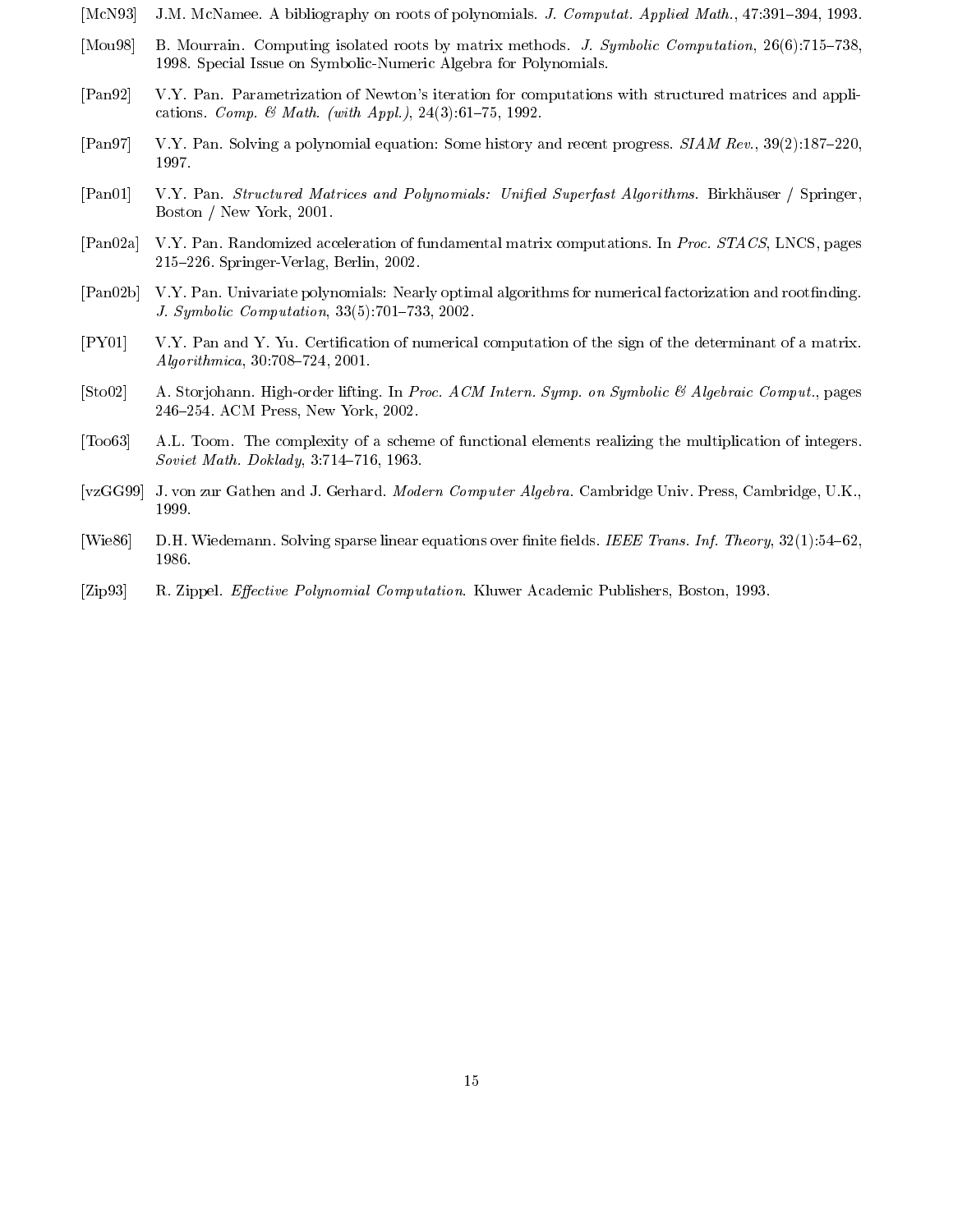[McN93] J.M. McNamee. A bibliography on roots of polynomials. *J. Computat. Applied Math.*, 47:391–394, 1993.

[Mou98] B. Mourrain. Computing isolated roots by matrix methods. *J. Symbolic Computation*, 26(6):715–738, 1998. Special Issue on Symbolic-Numeric Algebra for Polynomials.

[Pan92] V.Y. Pan. Parametrization of Newton's iteration for computations with structured matrices and applications. *Comp. & Math. (with Appl.)*, 24(3):61–75, 1992.

[Pan97] V.Y. Pan. Solving a polynomial equation: Some history and recent progress. *SIAM Rev.*, 39(2):187–220, 1997.

[Pan01] V.Y. Pan. *Structured Matrices and Polynomials: Unified Superfast Algorithms*. Birkhäuser / Springer, Boston / New York, 2001.

[Pan02a] V.Y. Pan. Randomized acceleration of fundamental matrix computations. In *Proc. STACS*, LNCS, pages 215–226. Springer-Verlag, Berlin, 2002.

[Pan02b] V.Y. Pan. Univariate polynomials: Nearly optimal algorithms for numerical factorization and rootfinding. *J. Symbolic Computation*, 33(5):701–733, 2002.

[PY01] V.Y. Pan and Y. Yu. Certification of numerical computation of the sign of the determinant of a matrix. *Algorithmica*, 30:708–724, 2001.

[Sto02] A. Storjohann. High-order lifting. In *Proc. ACM Intern. Symp. on Symbolic & Algebraic Comput.*, pages 246–254. ACM Press, New York, 2002.

[Too63] A.L. Toom. The complexity of a scheme of functional elements realizing the multiplication of integers. *Soviet Math. Doklady*, 3:714–716, 1963.

[vzGG99] J. von zur Gathen and J. Gerhard. *Modern Computer Algebra*. Cambridge Univ. Press, Cambridge, U.K., 1999.

[Wie86] D.H. Wiedemann. Solving sparse linear equations over finite fields. *IEEE Trans. Inf. Theory*, 32(1):54–62, 1986.

[Zip93] R. Zippel. *Effective Polynomial Computation*. Kluwer Academic Publishers, Boston, 1993.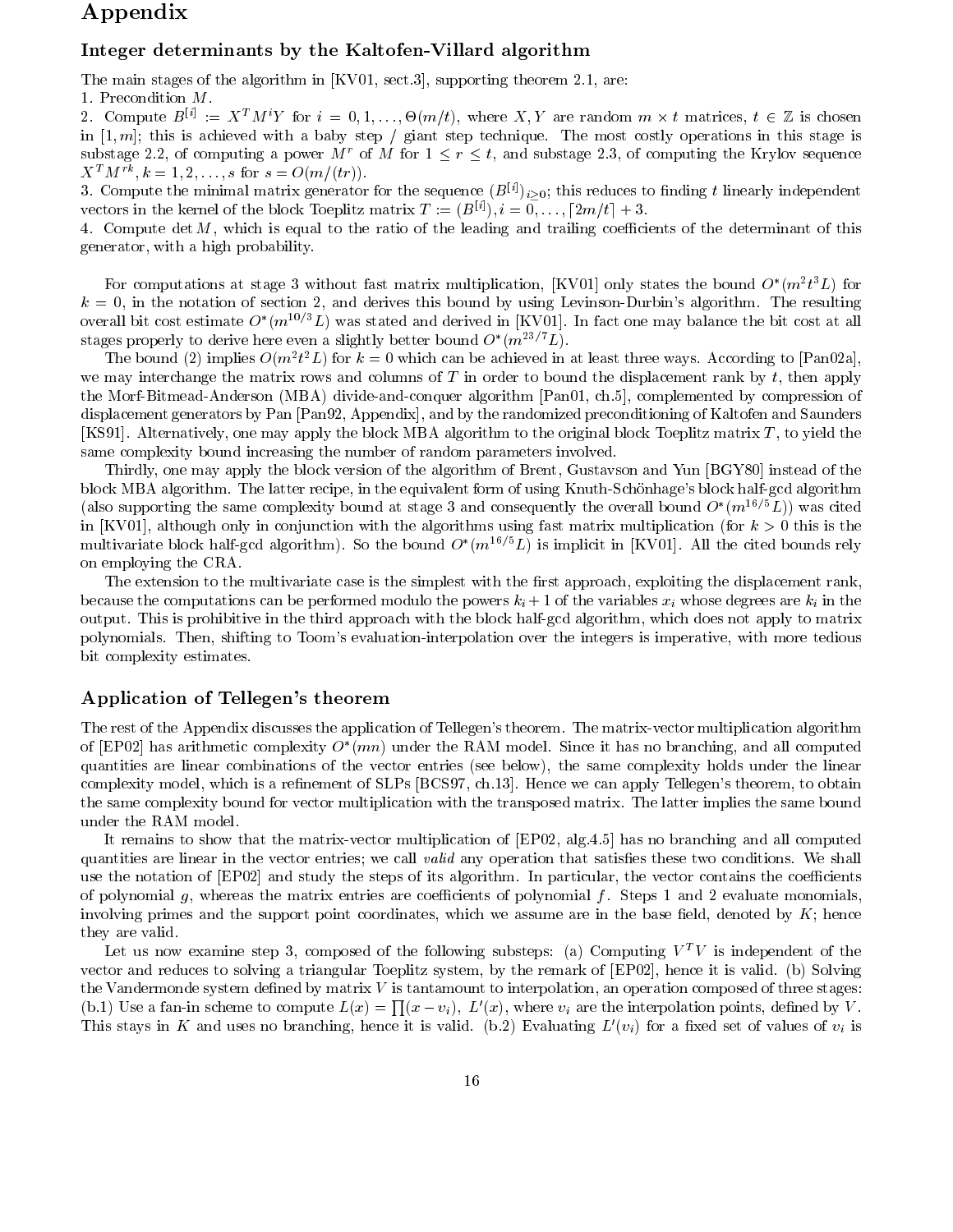# Appendix

## Integer determinants by the Kaltofen-Villard algorithm

The main stages of the algorithm in [KV01, sect.3], supporting theorem 2.1, are:

1. Precondition $M$.
2. Compute $B^{[i]} := X^T M^i Y$ for $i = 0, 1, \ldots, \Theta(m/t)$, where $X, Y$ are random $m \times t$ matrices, $t \in \mathbb{Z}$ is chosen in $[1, m]$; this is achieved with a baby step / giant step technique. The most costly operations in this stage is substage 2.2, of computing a power $M^r$ of $M$ for $1 \le r \le t$, and substage 2.3, of computing the Krylov sequence $X^T M^{rk}, k = 1, 2, \ldots, s$ for $s = O(m/(tr))$.
3. Compute the minimal matrix generator for the sequence $(B^{[i]})_{i \ge 0}$; this reduces to finding $t$ linearly independent vectors in the kernel of the block Toeplitz matrix $T := (B^{[i]}), i = 0, \ldots, \lceil 2m/t \rceil + 3$.
4. Compute $\det M$, which is equal to the ratio of the leading and trailing coefficients of the determinant of this generator, with a high probability.

For computations at stage 3 without fast matrix multiplication, [KV01] only states the bound $O^*(m^2 t^3 L)$ for $k = 0$, in the notation of section 2, and derives this bound by using Levinson-Durbin's algorithm. The resulting overall bit cost estimate $O^*(m^{10/3} L)$ was stated and derived in [KV01]. In fact one may balance the bit cost at all stages properly to derive here even a slightly better bound $O^*(m^{23/7} L)$.

The bound (2) implies $O(m^2 t^2 L)$ for $k = 0$ which can be achieved in at least three ways. According to [Pan02a], we may interchange the matrix rows and columns of $T$ in order to bound the displacement rank by $t$, then apply the Morf-Bitmead-Anderson (MBA) divide-and-conquer algorithm [Pan01, ch.5], complemented by compression of displacement generators by Pan [Pan92, Appendix], and by the randomized preconditioning of Kaltofen and Saunders [KS91]. Alternatively, one may apply the block MBA algorithm to the original block Toeplitz matrix $T$, to yield the same complexity bound increasing the number of random parameters involved.

Thirdly, one may apply the block version of the algorithm of Brent, Gustavson and Yun [BGY80] instead of the block MBA algorithm. The latter recipe, in the equivalent form of using Knuth-Schönhage's block half-gcd algorithm (also supporting the same complexity bound at stage 3 and consequently the overall bound $O^*(m^{16/5} L)$) was cited in [KV01], although only in conjunction with the algorithms using fast matrix multiplication (for $k > 0$ this is the multivariate block half-gcd algorithm). So the bound $O^*(m^{16/5} L)$ is implicit in [KV01]. All the cited bounds rely on employing the CRA.

The extension to the multivariate case is the simplest with the first approach, exploiting the displacement rank, because the computations can be performed modulo the powers $k_i + 1$ of the variables $x_i$ whose degrees are $k_i$ in the output. This is prohibitive in the third approach with the block half-gcd algorithm, which does not apply to matrix polynomials. Then, shifting to Toom's evaluation-interpolation over the integers is imperative, with more tedious bit complexity estimates.

## Application of Tellegen's theorem

The rest of the Appendix discusses the application of Tellegen's theorem. The matrix-vector multiplication algorithm of [EP02] has arithmetic complexity $O^*(mn)$ under the RAM model. Since it has no branching, and all computed quantities are linear combinations of the vector entries (see below), the same complexity holds under the linear complexity model, which is a refinement of SLPs [BCS97, ch.13]. Hence we can apply Tellegen's theorem, to obtain the same complexity bound for vector multiplication with the transposed matrix. The latter implies the same bound under the RAM model.

It remains to show that the matrix-vector multiplication of [EP02, alg.4.5] has no branching and all computed quantities are linear in the vector entries; we call *valid* any operation that satisfies these two conditions. We shall use the notation of [EP02] and study the steps of its algorithm. In particular, the vector contains the coefficients of polynomial $g$, whereas the matrix entries are coefficients of polynomial $f$. Steps 1 and 2 evaluate monomials, involving primes and the support point coordinates, which we assume are in the base field, denoted by $K$; hence they are valid.

Let us now examine step 3, composed of the following substeps: (a) Computing $V^T V$ is independent of the vector and reduces to solving a triangular Toeplitz system, by the remark of [EP02], hence it is valid. (b) Solving the Vandermonde system defined by matrix $V$ is tantamount to interpolation, an operation composed of three stages: (b.1) Use a fan-in scheme to compute $L(x) = \prod(x - v_i)$, $L'(x)$, where $v_i$ are the interpolation points, defined by $V$. This stays in $K$ and uses no branching, hence it is valid. (b.2) Evaluating $L'(v_i)$ for a fixed set of values of $v_i$ is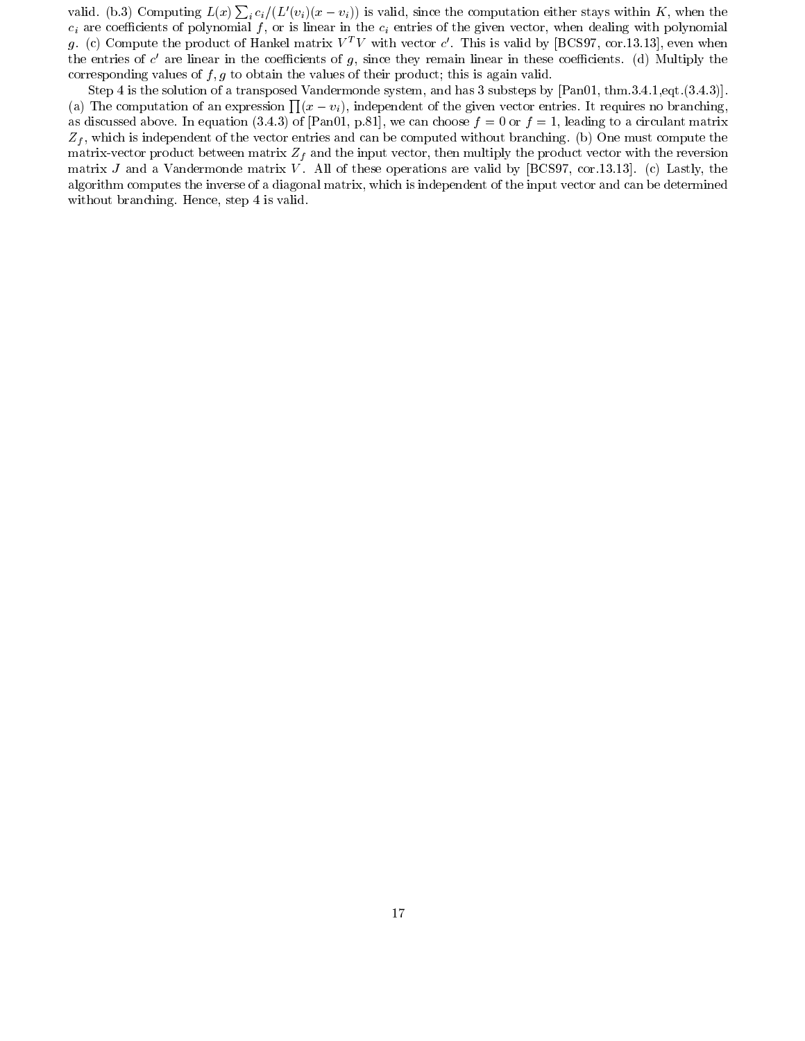valid. (b.3) Computing $L(x)\sum_i c_i/(L'(v_i)(x-v_i))$ is valid, since the computation either stays within $K$, when the $c_i$ are coefficients of polynomial $f$, or is linear in the $c_i$ entries of the given vector, when dealing with polynomial $g$. (c) Compute the product of Hankel matrix $V^T V$ with vector $c'$. This is valid by [BCS97, cor.13.13], even when the entries of $c'$ are linear in the coefficients of $g$, since they remain linear in these coefficients. (d) Multiply the corresponding values of $f, g$ to obtain the values of their product; this is again valid.

Step 4 is the solution of a transposed Vandermonde system, and has 3 substeps by [Pan01, thm.3.4.1,eqt.(3.4.3)]. (a) The computation of an expression $\prod(x-v_i)$, independent of the given vector entries. It requires no branching, as discussed above. In equation (3.4.3) of [Pan01, p.81], we can choose $f=0$ or $f=1$, leading to a circulant matrix $Z_f$, which is independent of the vector entries and can be computed without branching. (b) One must compute the matrix-vector product between matrix $Z_f$ and the input vector, then multiply the product vector with the reversion matrix $J$ and a Vandermonde matrix $V$. All of these operations are valid by [BCS97, cor.13.13]. (c) Lastly, the algorithm computes the inverse of a diagonal matrix, which is independent of the input vector and can be determined without branching. Hence, step 4 is valid.